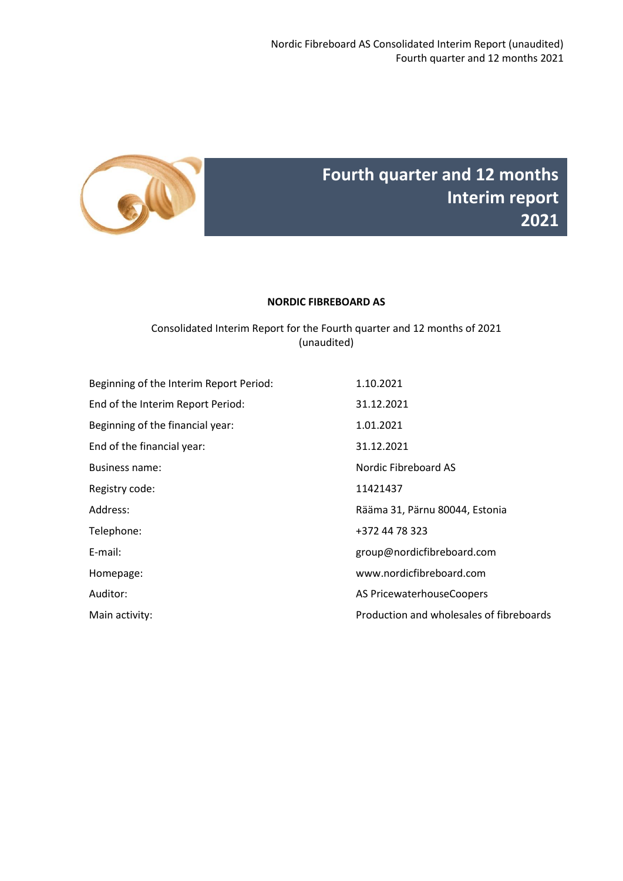# Fourth quarter and 12 months Interim report 2021

**NORDIC FIBREBOARD AS**

Consolidated Interim Report for the Fourth quarter and 12 months of 2021 (unaudited)

| | |
|---|---|
| Beginning of the Interim Report Period: | 1.10.2021 |
| End of the Interim Report Period: | 31.12.2021 |
| Beginning of the financial year: | 1.01.2021 |
| End of the financial year: | 31.12.2021 |
| Business name: | Nordic Fibreboard AS |
| Registry code: | 11421437 |
| Address: | Rääma 31, Pärnu 80044, Estonia |
| Telephone: | +372 44 78 323 |
| E-mail: | group@nordicfibreboard.com |
| Homepage: | www.nordicfibreboard.com |
| Auditor: | AS PricewaterhouseCoopers |
| Main activity: | Production and wholesales of fibreboards |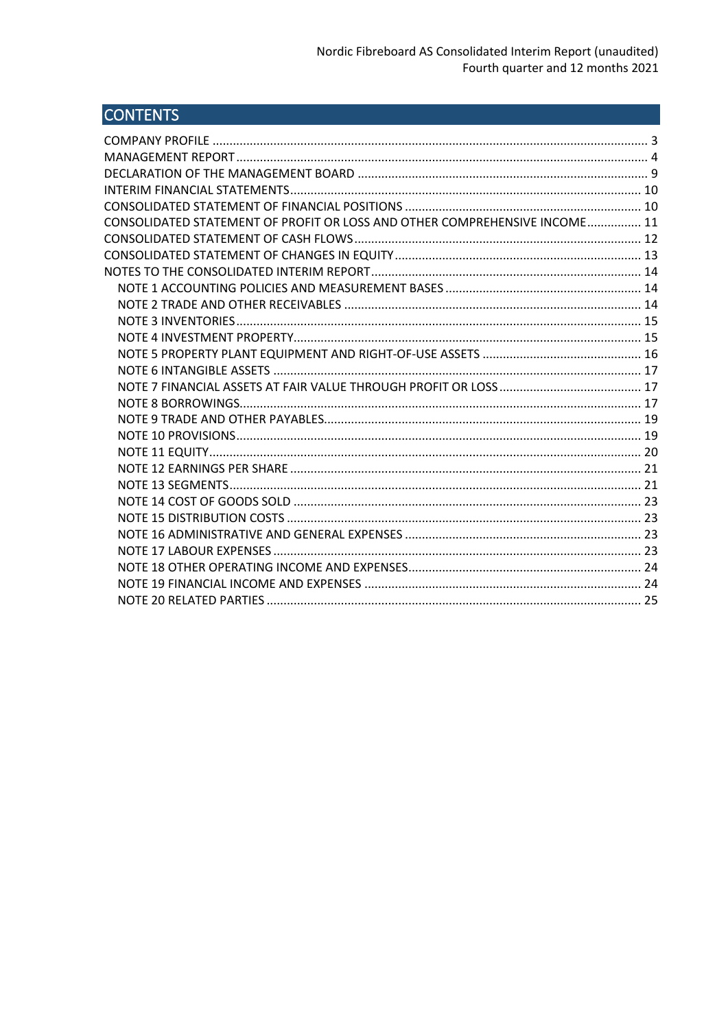## CONTENTS

COMPANY PROFILE ..... 3
MANAGEMENT REPORT ..... 4
DECLARATION OF THE MANAGEMENT BOARD ..... 9
INTERIM FINANCIAL STATEMENTS ..... 10
CONSOLIDATED STATEMENT OF FINANCIAL POSITIONS ..... 10
CONSOLIDATED STATEMENT OF PROFIT OR LOSS AND OTHER COMPREHENSIVE INCOME ..... 11
CONSOLIDATED STATEMENT OF CASH FLOWS ..... 12
CONSOLIDATED STATEMENT OF CHANGES IN EQUITY ..... 13
NOTES TO THE CONSOLIDATED INTERIM REPORT ..... 14
- NOTE 1 ACCOUNTING POLICIES AND MEASUREMENT BASES ..... 14
- NOTE 2 TRADE AND OTHER RECEIVABLES ..... 14
- NOTE 3 INVENTORIES ..... 15
- NOTE 4 INVESTMENT PROPERTY ..... 15
- NOTE 5 PROPERTY PLANT EQUIPMENT AND RIGHT-OF-USE ASSETS ..... 16
- NOTE 6 INTANGIBLE ASSETS ..... 17
- NOTE 7 FINANCIAL ASSETS AT FAIR VALUE THROUGH PROFIT OR LOSS ..... 17
- NOTE 8 BORROWINGS ..... 17
- NOTE 9 TRADE AND OTHER PAYABLES ..... 19
- NOTE 10 PROVISIONS ..... 19
- NOTE 11 EQUITY ..... 20
- NOTE 12 EARNINGS PER SHARE ..... 21
- NOTE 13 SEGMENTS ..... 21
- NOTE 14 COST OF GOODS SOLD ..... 23
- NOTE 15 DISTRIBUTION COSTS ..... 23
- NOTE 16 ADMINISTRATIVE AND GENERAL EXPENSES ..... 23
- NOTE 17 LABOUR EXPENSES ..... 23
- NOTE 18 OTHER OPERATING INCOME AND EXPENSES ..... 24
- NOTE 19 FINANCIAL INCOME AND EXPENSES ..... 24
- NOTE 20 RELATED PARTIES ..... 25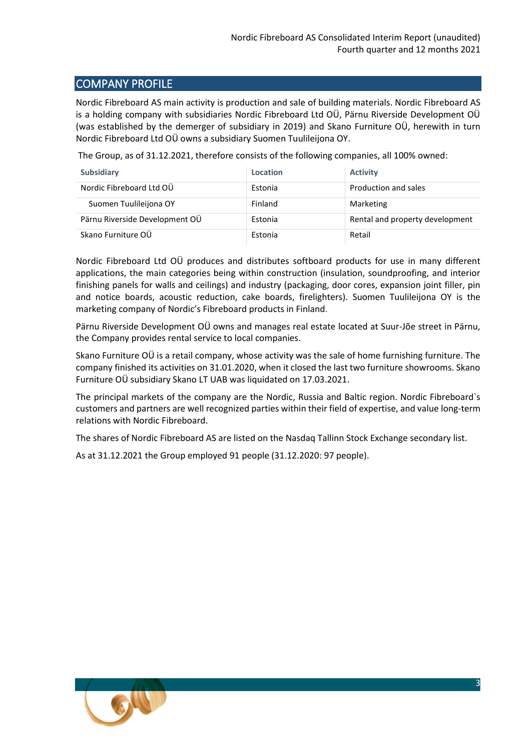## COMPANY PROFILE

Nordic Fibreboard AS main activity is production and sale of building materials. Nordic Fibreboard AS is a holding company with subsidiaries Nordic Fibreboard Ltd OÜ, Pärnu Riverside Development OÜ (was established by the demerger of subsidiary in 2019) and Skano Furniture OÜ, herewith in turn Nordic Fibreboard Ltd OÜ owns a subsidiary Suomen Tuulileijona OY.

The Group, as of 31.12.2021, therefore consists of the following companies, all 100% owned:

| Subsidiary | Location | Activity |
|---|---|---|
| Nordic Fibreboard Ltd OÜ | Estonia | Production and sales |
| Suomen Tuulileijona OY | Finland | Marketing |
| Pärnu Riverside Development OÜ | Estonia | Rental and property development |
| Skano Furniture OÜ | Estonia | Retail |

Nordic Fibreboard Ltd OÜ produces and distributes softboard products for use in many different applications, the main categories being within construction (insulation, soundproofing, and interior finishing panels for walls and ceilings) and industry (packaging, door cores, expansion joint filler, pin and notice boards, acoustic reduction, cake boards, firelighters). Suomen Tuulileijona OY is the marketing company of Nordic's Fibreboard products in Finland.

Pärnu Riverside Development OÜ owns and manages real estate located at Suur-Jõe street in Pärnu, the Company provides rental service to local companies.

Skano Furniture OÜ is a retail company, whose activity was the sale of home furnishing furniture. The company finished its activities on 31.01.2020, when it closed the last two furniture showrooms. Skano Furniture OÜ subsidiary Skano LT UAB was liquidated on 17.03.2021.

The principal markets of the company are the Nordic, Russia and Baltic region. Nordic Fibreboard`s customers and partners are well recognized parties within their field of expertise, and value long-term relations with Nordic Fibreboard.

The shares of Nordic Fibreboard AS are listed on the Nasdaq Tallinn Stock Exchange secondary list.

As at 31.12.2021 the Group employed 91 people (31.12.2020: 97 people).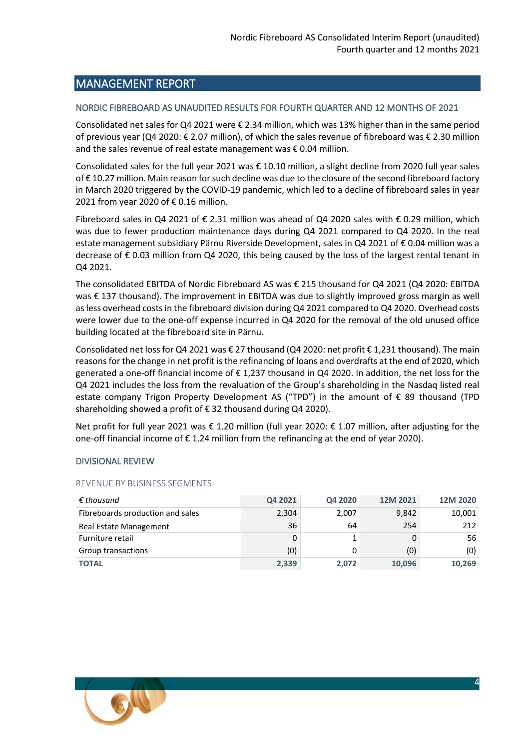# MANAGEMENT REPORT

## NORDIC FIBREBOARD AS UNAUDITED RESULTS FOR FOURTH QUARTER AND 12 MONTHS OF 2021

Consolidated net sales for Q4 2021 were € 2.34 million, which was 13% higher than in the same period of previous year (Q4 2020: € 2.07 million), of which the sales revenue of fibreboard was € 2.30 million and the sales revenue of real estate management was € 0.04 million.

Consolidated sales for the full year 2021 was € 10.10 million, a slight decline from 2020 full year sales of € 10.27 million. Main reason for such decline was due to the closure of the second fibreboard factory in March 2020 triggered by the COVID-19 pandemic, which led to a decline of fibreboard sales in year 2021 from year 2020 of € 0.16 million.

Fibreboard sales in Q4 2021 of € 2.31 million was ahead of Q4 2020 sales with € 0.29 million, which was due to fewer production maintenance days during Q4 2021 compared to Q4 2020. In the real estate management subsidiary Pärnu Riverside Development, sales in Q4 2021 of € 0.04 million was a decrease of € 0.03 million from Q4 2020, this being caused by the loss of the largest rental tenant in Q4 2021.

The consolidated EBITDA of Nordic Fibreboard AS was € 215 thousand for Q4 2021 (Q4 2020: EBITDA was € 137 thousand). The improvement in EBITDA was due to slightly improved gross margin as well as less overhead costs in the fibreboard division during Q4 2021 compared to Q4 2020. Overhead costs were lower due to the one-off expense incurred in Q4 2020 for the removal of the old unused office building located at the fibreboard site in Pärnu.

Consolidated net loss for Q4 2021 was € 27 thousand (Q4 2020: net profit € 1,231 thousand). The main reasons for the change in net profit is the refinancing of loans and overdrafts at the end of 2020, which generated a one-off financial income of € 1,237 thousand in Q4 2020. In addition, the net loss for the Q4 2021 includes the loss from the revaluation of the Group's shareholding in the Nasdaq listed real estate company Trigon Property Development AS ("TPD") in the amount of € 89 thousand (TPD shareholding showed a profit of € 32 thousand during Q4 2020).

Net profit for full year 2021 was € 1.20 million (full year 2020: € 1.07 million, after adjusting for the one-off financial income of € 1.24 million from the refinancing at the end of year 2020).

## DIVISIONAL REVIEW

### REVENUE BY BUSINESS SEGMENTS

| *€ thousand* | Q4 2021 | Q4 2020 | 12M 2021 | 12M 2020 |
|---|---|---|---|---|
| Fibreboards production and sales | 2,304 | 2,007 | 9,842 | 10,001 |
| Real Estate Management | 36 | 64 | 254 | 212 |
| Furniture retail | 0 | 1 | 0 | 56 |
| Group transactions | (0) | 0 | (0) | (0) |
| **TOTAL** | **2,339** | **2,072** | **10,096** | **10,269** |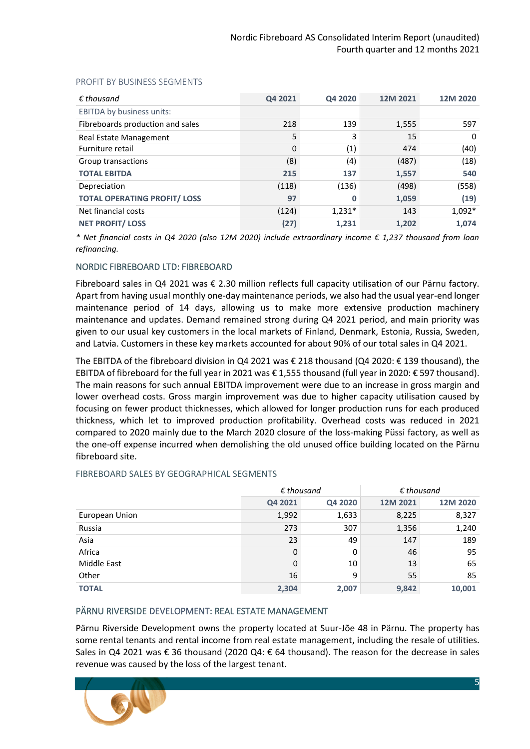### PROFIT BY BUSINESS SEGMENTS

| *€ thousand* | Q4 2021 | Q4 2020 | 12M 2021 | 12M 2020 |
|---|---|---|---|---|
| EBITDA by business units: | | | | |
| Fibreboards production and sales | 218 | 139 | 1,555 | 597 |
| Real Estate Management | 5 | 3 | 15 | 0 |
| Furniture retail | 0 | (1) | 474 | (40) |
| Group transactions | (8) | (4) | (487) | (18) |
| **TOTAL EBITDA** | **215** | **137** | **1,557** | **540** |
| Depreciation | (118) | (136) | (498) | (558) |
| **TOTAL OPERATING PROFIT/ LOSS** | **97** | **0** | **1,059** | **(19)** |
| Net financial costs | (124) | 1,231* | 143 | 1,092* |
| **NET PROFIT/ LOSS** | **(27)** | **1,231** | **1,202** | **1,074** |

*\* Net financial costs in Q4 2020 (also 12M 2020) include extraordinary income € 1,237 thousand from loan refinancing.*

### NORDIC FIBREBOARD LTD: FIBREBOARD

Fibreboard sales in Q4 2021 was € 2.30 million reflects full capacity utilisation of our Pärnu factory. Apart from having usual monthly one-day maintenance periods, we also had the usual year-end longer maintenance period of 14 days, allowing us to make more extensive production machinery maintenance and updates. Demand remained strong during Q4 2021 period, and main priority was given to our usual key customers in the local markets of Finland, Denmark, Estonia, Russia, Sweden, and Latvia. Customers in these key markets accounted for about 90% of our total sales in Q4 2021.

The EBITDA of the fibreboard division in Q4 2021 was € 218 thousand (Q4 2020: € 139 thousand), the EBITDA of fibreboard for the full year in 2021 was € 1,555 thousand (full year in 2020: € 597 thousand). The main reasons for such annual EBITDA improvement were due to an increase in gross margin and lower overhead costs. Gross margin improvement was due to higher capacity utilisation caused by focusing on fewer product thicknesses, which allowed for longer production runs for each produced thickness, which let to improved production profitability. Overhead costs was reduced in 2021 compared to 2020 mainly due to the March 2020 closure of the loss-making Püssi factory, as well as the one-off expense incurred when demolishing the old unused office building located on the Pärnu fibreboard site.

### FIBREBOARD SALES BY GEOGRAPHICAL SEGMENTS

| | *€ thousand* | | *€ thousand* | |
|---|---|---|---|---|
| | Q4 2021 | Q4 2020 | 12M 2021 | 12M 2020 |
| European Union | 1,992 | 1,633 | 8,225 | 8,327 |
| Russia | 273 | 307 | 1,356 | 1,240 |
| Asia | 23 | 49 | 147 | 189 |
| Africa | 0 | 0 | 46 | 95 |
| Middle East | 0 | 10 | 13 | 65 |
| Other | 16 | 9 | 55 | 85 |
| **TOTAL** | **2,304** | **2,007** | **9,842** | **10,001** |

### PÄRNU RIVERSIDE DEVELOPMENT: REAL ESTATE MANAGEMENT

Pärnu Riverside Development owns the property located at Suur-Jõe 48 in Pärnu. The property has some rental tenants and rental income from real estate management, including the resale of utilities. Sales in Q4 2021 was € 36 thousand (2020 Q4: € 64 thousand). The reason for the decrease in sales revenue was caused by the loss of the largest tenant.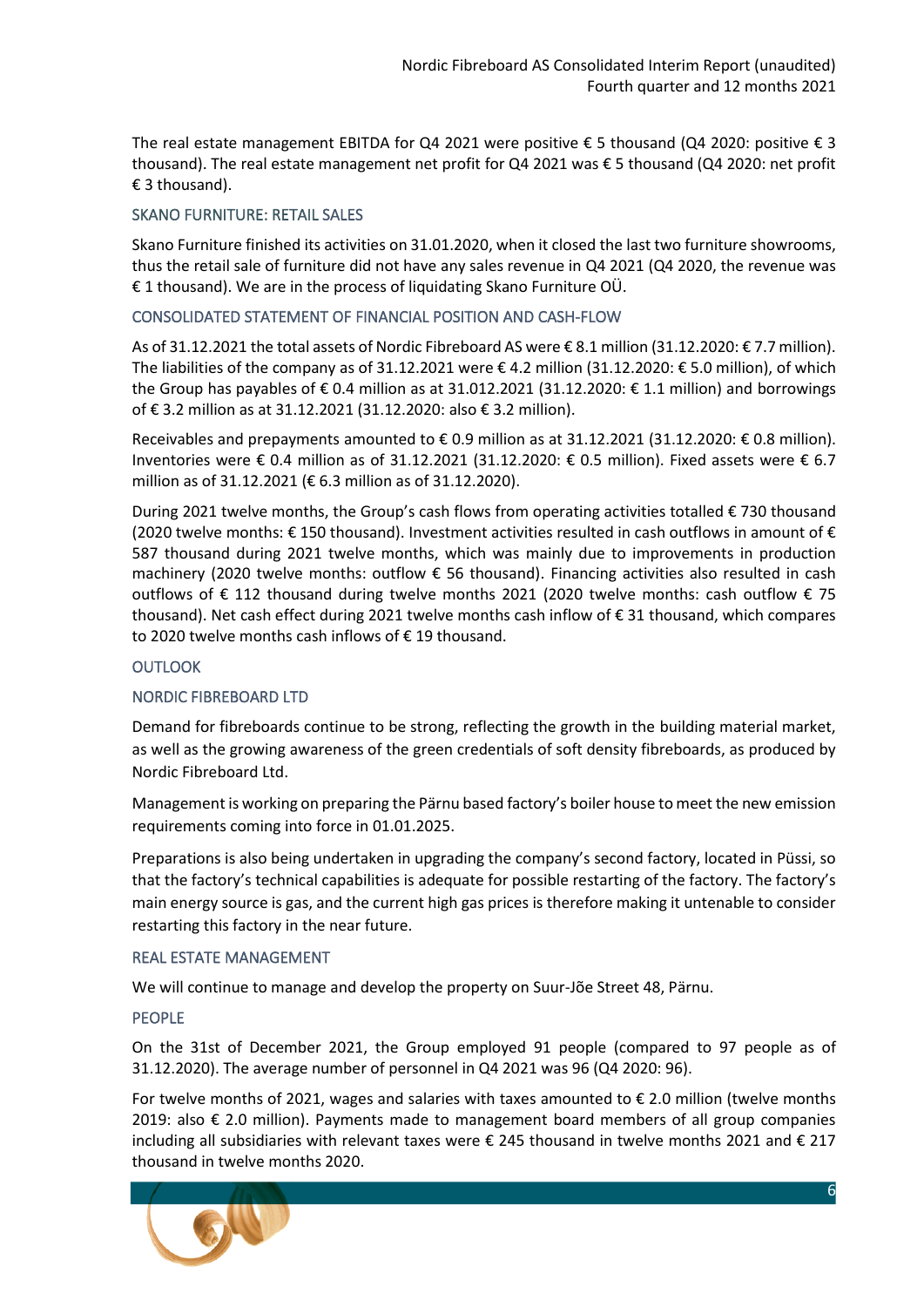The real estate management EBITDA for Q4 2021 were positive € 5 thousand (Q4 2020: positive € 3 thousand). The real estate management net profit for Q4 2021 was € 5 thousand (Q4 2020: net profit € 3 thousand).

## SKANO FURNITURE: RETAIL SALES

Skano Furniture finished its activities on 31.01.2020, when it closed the last two furniture showrooms, thus the retail sale of furniture did not have any sales revenue in Q4 2021 (Q4 2020, the revenue was € 1 thousand). We are in the process of liquidating Skano Furniture OÜ.

## CONSOLIDATED STATEMENT OF FINANCIAL POSITION AND CASH-FLOW

As of 31.12.2021 the total assets of Nordic Fibreboard AS were € 8.1 million (31.12.2020: € 7.7 million). The liabilities of the company as of 31.12.2021 were € 4.2 million (31.12.2020: € 5.0 million), of which the Group has payables of € 0.4 million as at 31.012.2021 (31.12.2020: € 1.1 million) and borrowings of € 3.2 million as at 31.12.2021 (31.12.2020: also € 3.2 million).

Receivables and prepayments amounted to € 0.9 million as at 31.12.2021 (31.12.2020: € 0.8 million). Inventories were € 0.4 million as of 31.12.2021 (31.12.2020: € 0.5 million). Fixed assets were € 6.7 million as of 31.12.2021 (€ 6.3 million as of 31.12.2020).

During 2021 twelve months, the Group's cash flows from operating activities totalled € 730 thousand (2020 twelve months: € 150 thousand). Investment activities resulted in cash outflows in amount of € 587 thousand during 2021 twelve months, which was mainly due to improvements in production machinery (2020 twelve months: outflow € 56 thousand). Financing activities also resulted in cash outflows of € 112 thousand during twelve months 2021 (2020 twelve months: cash outflow € 75 thousand). Net cash effect during 2021 twelve months cash inflow of € 31 thousand, which compares to 2020 twelve months cash inflows of € 19 thousand.

## OUTLOOK

### NORDIC FIBREBOARD LTD

Demand for fibreboards continue to be strong, reflecting the growth in the building material market, as well as the growing awareness of the green credentials of soft density fibreboards, as produced by Nordic Fibreboard Ltd.

Management is working on preparing the Pärnu based factory's boiler house to meet the new emission requirements coming into force in 01.01.2025.

Preparations is also being undertaken in upgrading the company's second factory, located in Püssi, so that the factory's technical capabilities is adequate for possible restarting of the factory. The factory's main energy source is gas, and the current high gas prices is therefore making it untenable to consider restarting this factory in the near future.

### REAL ESTATE MANAGEMENT

We will continue to manage and develop the property on Suur-Jõe Street 48, Pärnu.

## PEOPLE

On the 31st of December 2021, the Group employed 91 people (compared to 97 people as of 31.12.2020). The average number of personnel in Q4 2021 was 96 (Q4 2020: 96).

For twelve months of 2021, wages and salaries with taxes amounted to € 2.0 million (twelve months 2019: also € 2.0 million). Payments made to management board members of all group companies including all subsidiaries with relevant taxes were € 245 thousand in twelve months 2021 and € 217 thousand in twelve months 2020.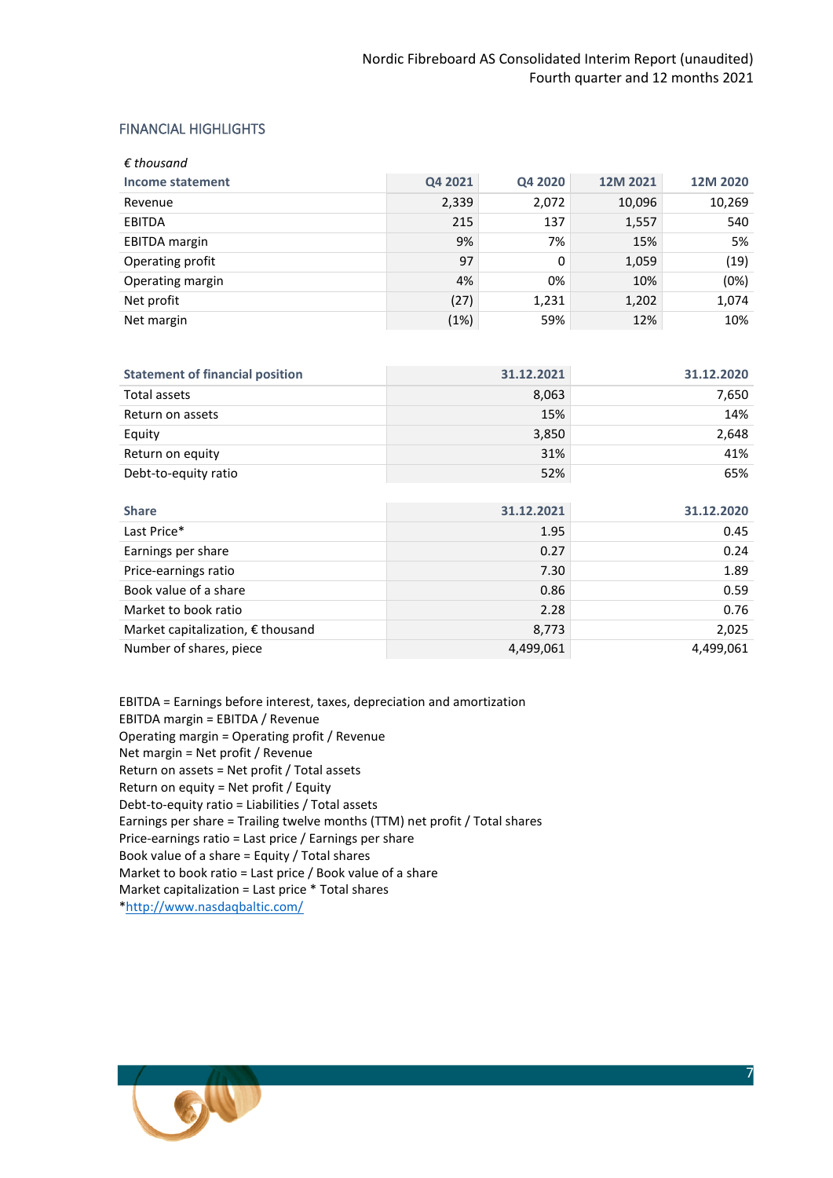## FINANCIAL HIGHLIGHTS

*€ thousand*

| Income statement | Q4 2021 | Q4 2020 | 12M 2021 | 12M 2020 |
|---|---|---|---|---|
| Revenue | 2,339 | 2,072 | 10,096 | 10,269 |
| EBITDA | 215 | 137 | 1,557 | 540 |
| EBITDA margin | 9% | 7% | 15% | 5% |
| Operating profit | 97 | 0 | 1,059 | (19) |
| Operating margin | 4% | 0% | 10% | (0%) |
| Net profit | (27) | 1,231 | 1,202 | 1,074 |
| Net margin | (1%) | 59% | 12% | 10% |

| Statement of financial position | 31.12.2021 | 31.12.2020 |
|---|---|---|
| Total assets | 8,063 | 7,650 |
| Return on assets | 15% | 14% |
| Equity | 3,850 | 2,648 |
| Return on equity | 31% | 41% |
| Debt-to-equity ratio | 52% | 65% |

| Share | 31.12.2021 | 31.12.2020 |
|---|---|---|
| Last Price* | 1.95 | 0.45 |
| Earnings per share | 0.27 | 0.24 |
| Price-earnings ratio | 7.30 | 1.89 |
| Book value of a share | 0.86 | 0.59 |
| Market to book ratio | 2.28 | 0.76 |
| Market capitalization, € thousand | 8,773 | 2,025 |
| Number of shares, piece | 4,499,061 | 4,499,061 |

EBITDA = Earnings before interest, taxes, depreciation and amortization
EBITDA margin = EBITDA / Revenue
Operating margin = Operating profit / Revenue
Net margin = Net profit / Revenue
Return on assets = Net profit / Total assets
Return on equity = Net profit / Equity
Debt-to-equity ratio = Liabilities / Total assets
Earnings per share = Trailing twelve months (TTM) net profit / Total shares
Price-earnings ratio = Last price / Earnings per share
Book value of a share = Equity / Total shares
Market to book ratio = Last price / Book value of a share
Market capitalization = Last price * Total shares
*http://www.nasdaqbaltic.com/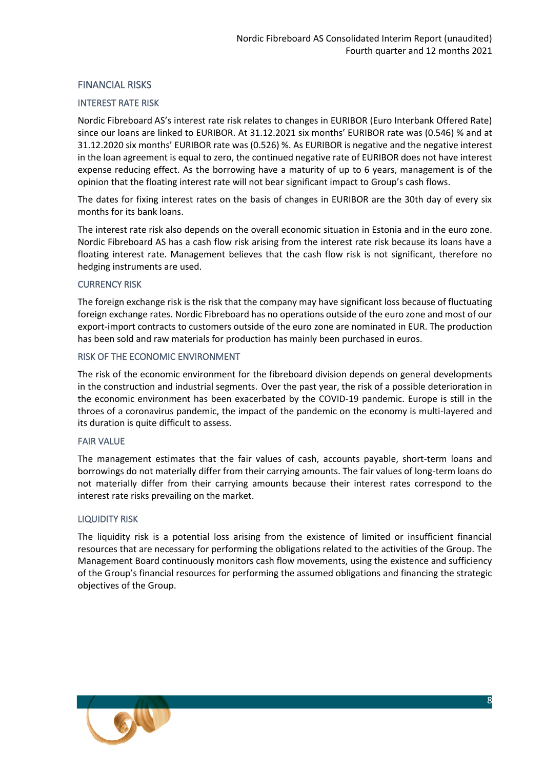## FINANCIAL RISKS

### INTEREST RATE RISK

Nordic Fibreboard AS's interest rate risk relates to changes in EURIBOR (Euro Interbank Offered Rate) since our loans are linked to EURIBOR. At 31.12.2021 six months' EURIBOR rate was (0.546) % and at 31.12.2020 six months' EURIBOR rate was (0.526) %. As EURIBOR is negative and the negative interest in the loan agreement is equal to zero, the continued negative rate of EURIBOR does not have interest expense reducing effect. As the borrowing have a maturity of up to 6 years, management is of the opinion that the floating interest rate will not bear significant impact to Group's cash flows.

The dates for fixing interest rates on the basis of changes in EURIBOR are the 30th day of every six months for its bank loans.

The interest rate risk also depends on the overall economic situation in Estonia and in the euro zone. Nordic Fibreboard AS has a cash flow risk arising from the interest rate risk because its loans have a floating interest rate. Management believes that the cash flow risk is not significant, therefore no hedging instruments are used.

### CURRENCY RISK

The foreign exchange risk is the risk that the company may have significant loss because of fluctuating foreign exchange rates. Nordic Fibreboard has no operations outside of the euro zone and most of our export-import contracts to customers outside of the euro zone are nominated in EUR. The production has been sold and raw materials for production has mainly been purchased in euros.

### RISK OF THE ECONOMIC ENVIRONMENT

The risk of the economic environment for the fibreboard division depends on general developments in the construction and industrial segments. Over the past year, the risk of a possible deterioration in the economic environment has been exacerbated by the COVID-19 pandemic. Europe is still in the throes of a coronavirus pandemic, the impact of the pandemic on the economy is multi-layered and its duration is quite difficult to assess.

### FAIR VALUE

The management estimates that the fair values of cash, accounts payable, short-term loans and borrowings do not materially differ from their carrying amounts. The fair values of long-term loans do not materially differ from their carrying amounts because their interest rates correspond to the interest rate risks prevailing on the market.

### LIQUIDITY RISK

The liquidity risk is a potential loss arising from the existence of limited or insufficient financial resources that are necessary for performing the obligations related to the activities of the Group. The Management Board continuously monitors cash flow movements, using the existence and sufficiency of the Group's financial resources for performing the assumed obligations and financing the strategic objectives of the Group.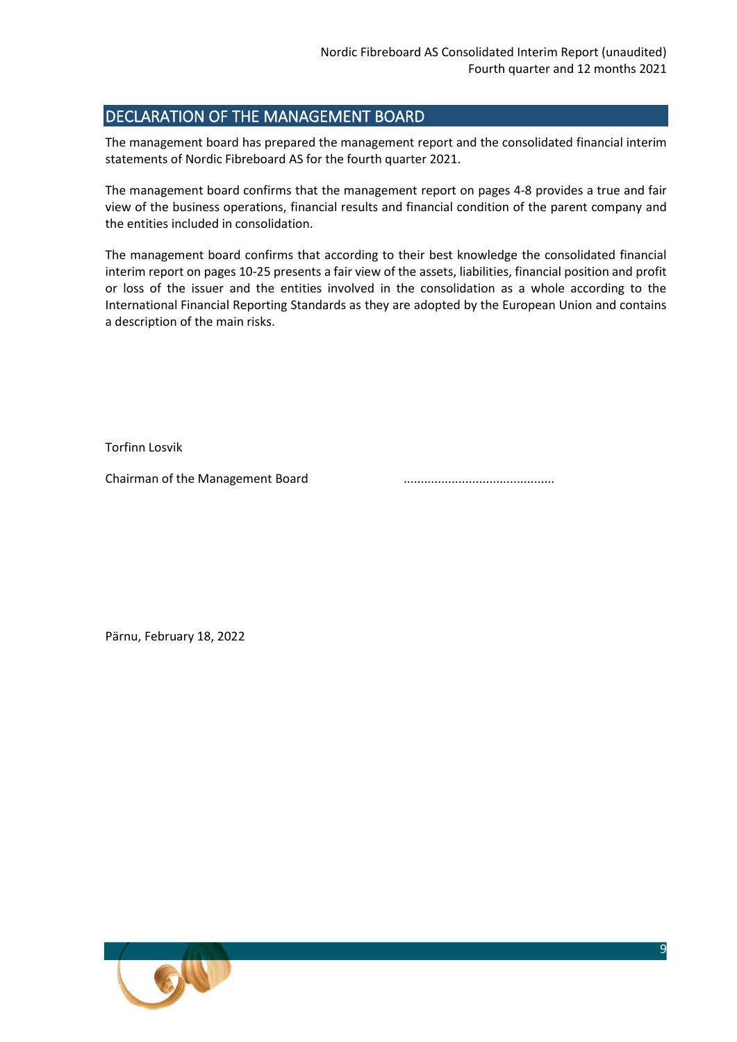## DECLARATION OF THE MANAGEMENT BOARD

The management board has prepared the management report and the consolidated financial interim statements of Nordic Fibreboard AS for the fourth quarter 2021.

The management board confirms that the management report on pages 4-8 provides a true and fair view of the business operations, financial results and financial condition of the parent company and the entities included in consolidation.

The management board confirms that according to their best knowledge the consolidated financial interim report on pages 10-25 presents a fair view of the assets, liabilities, financial position and profit or loss of the issuer and the entities involved in the consolidation as a whole according to the International Financial Reporting Standards as they are adopted by the European Union and contains a description of the main risks.

Torfinn Losvik

Chairman of the Management Board ............................................

Pärnu, February 18, 2022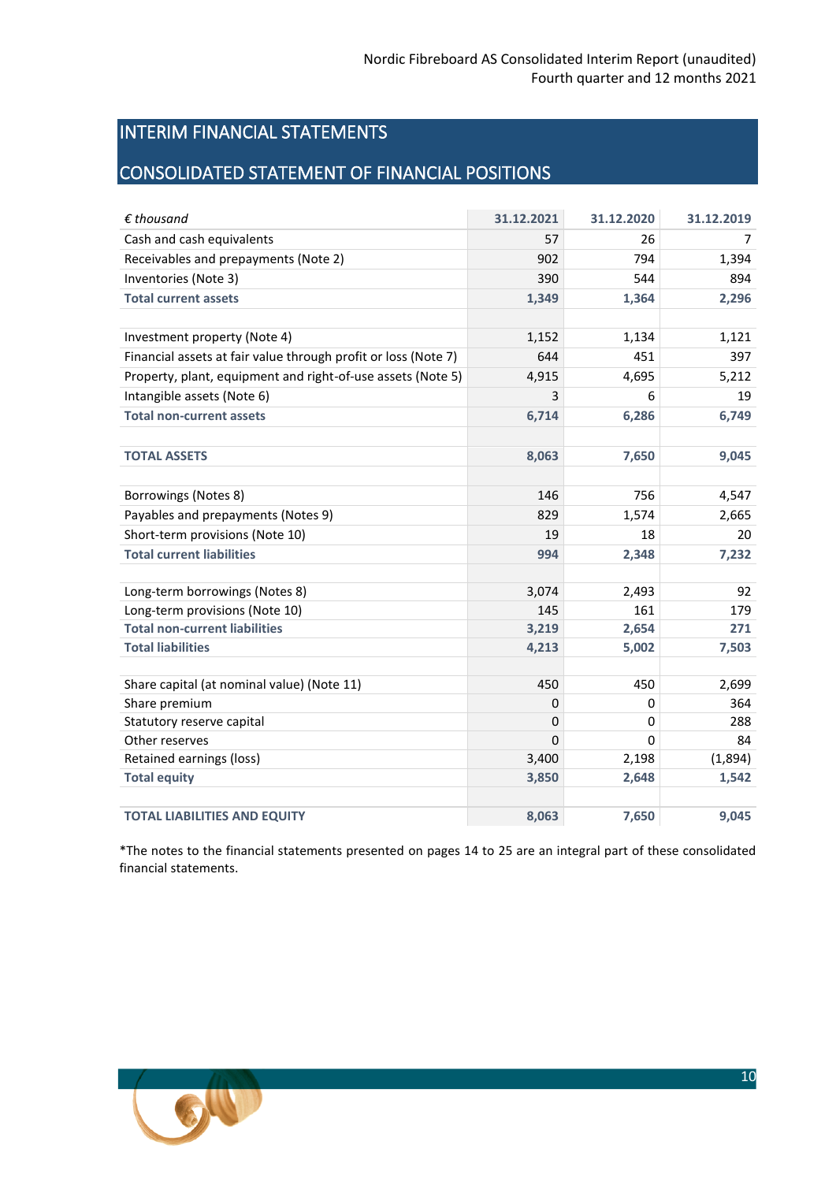# INTERIM FINANCIAL STATEMENTS

## CONSOLIDATED STATEMENT OF FINANCIAL POSITIONS

| *€ thousand* | 31.12.2021 | 31.12.2020 | 31.12.2019 |
|---|---|---|---|
| Cash and cash equivalents | 57 | 26 | 7 |
| Receivables and prepayments (Note 2) | 902 | 794 | 1,394 |
| Inventories (Note 3) | 390 | 544 | 894 |
| **Total current assets** | **1,349** | **1,364** | **2,296** |
| | | | |
| Investment property (Note 4) | 1,152 | 1,134 | 1,121 |
| Financial assets at fair value through profit or loss (Note 7) | 644 | 451 | 397 |
| Property, plant, equipment and right-of-use assets (Note 5) | 4,915 | 4,695 | 5,212 |
| Intangible assets (Note 6) | 3 | 6 | 19 |
| **Total non-current assets** | **6,714** | **6,286** | **6,749** |
| | | | |
| **TOTAL ASSETS** | **8,063** | **7,650** | **9,045** |
| | | | |
| Borrowings (Notes 8) | 146 | 756 | 4,547 |
| Payables and prepayments (Notes 9) | 829 | 1,574 | 2,665 |
| Short-term provisions (Note 10) | 19 | 18 | 20 |
| **Total current liabilities** | **994** | **2,348** | **7,232** |
| | | | |
| Long-term borrowings (Notes 8) | 3,074 | 2,493 | 92 |
| Long-term provisions (Note 10) | 145 | 161 | 179 |
| **Total non-current liabilities** | **3,219** | **2,654** | **271** |
| **Total liabilities** | **4,213** | **5,002** | **7,503** |
| | | | |
| Share capital (at nominal value) (Note 11) | 450 | 450 | 2,699 |
| Share premium | 0 | 0 | 364 |
| Statutory reserve capital | 0 | 0 | 288 |
| Other reserves | 0 | 0 | 84 |
| Retained earnings (loss) | 3,400 | 2,198 | (1,894) |
| **Total equity** | **3,850** | **2,648** | **1,542** |
| | | | |
| **TOTAL LIABILITIES AND EQUITY** | **8,063** | **7,650** | **9,045** |

*The notes to the financial statements presented on pages 14 to 25 are an integral part of these consolidated financial statements.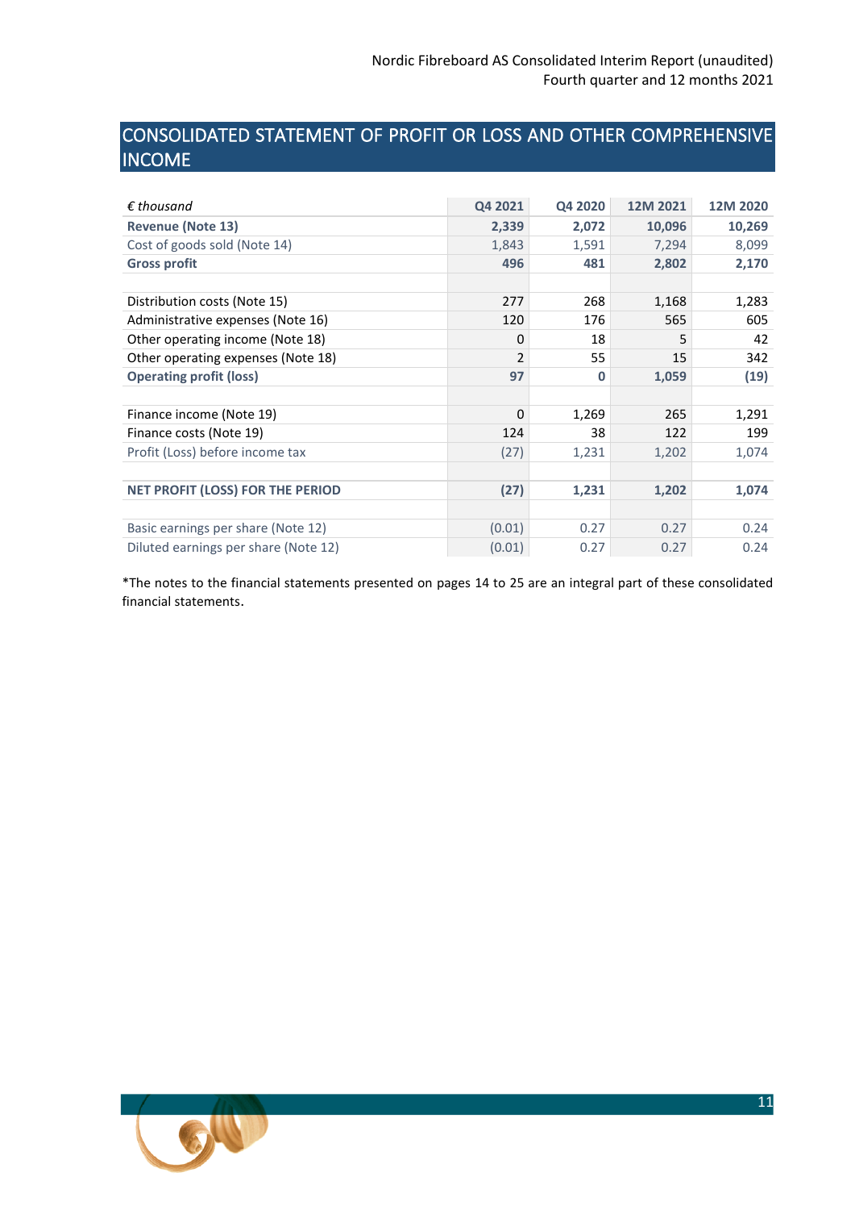## CONSOLIDATED STATEMENT OF PROFIT OR LOSS AND OTHER COMPREHENSIVE INCOME

| *€ thousand* | Q4 2021 | Q4 2020 | 12M 2021 | 12M 2020 |
|---|---|---|---|---|
| **Revenue (Note 13)** | **2,339** | **2,072** | **10,096** | **10,269** |
| Cost of goods sold (Note 14) | 1,843 | 1,591 | 7,294 | 8,099 |
| **Gross profit** | **496** | **481** | **2,802** | **2,170** |
| | | | | |
| Distribution costs (Note 15) | 277 | 268 | 1,168 | 1,283 |
| Administrative expenses (Note 16) | 120 | 176 | 565 | 605 |
| Other operating income (Note 18) | 0 | 18 | 5 | 42 |
| Other operating expenses (Note 18) | 2 | 55 | 15 | 342 |
| **Operating profit (loss)** | **97** | **0** | **1,059** | **(19)** |
| | | | | |
| Finance income (Note 19) | 0 | 1,269 | 265 | 1,291 |
| Finance costs (Note 19) | 124 | 38 | 122 | 199 |
| Profit (Loss) before income tax | (27) | 1,231 | 1,202 | 1,074 |
| | | | | |
| **NET PROFIT (LOSS) FOR THE PERIOD** | **(27)** | **1,231** | **1,202** | **1,074** |
| | | | | |
| Basic earnings per share (Note 12) | (0.01) | 0.27 | 0.27 | 0.24 |
| Diluted earnings per share (Note 12) | (0.01) | 0.27 | 0.27 | 0.24 |

*The notes to the financial statements presented on pages 14 to 25 are an integral part of these consolidated financial statements.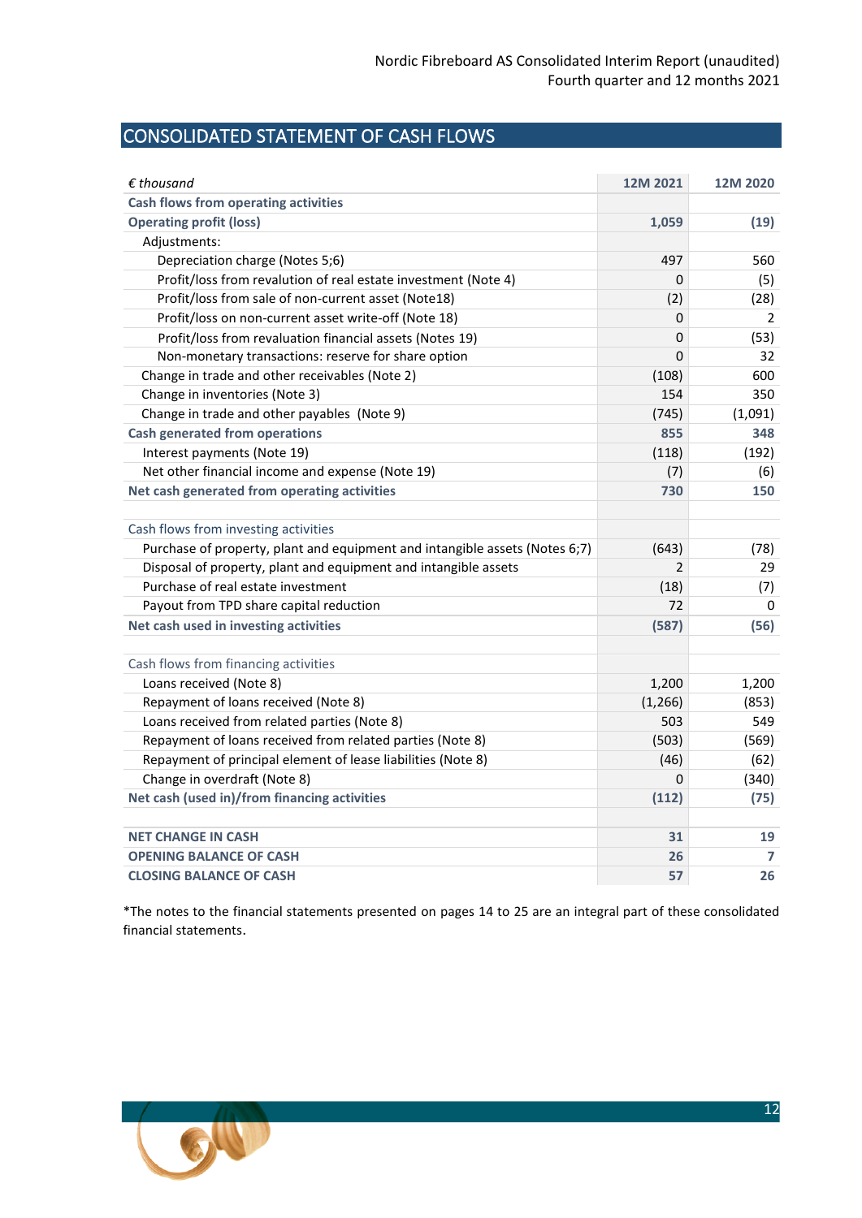## CONSOLIDATED STATEMENT OF CASH FLOWS

| *€ thousand* | 12M 2021 | 12M 2020 |
|---|---|---|
| **Cash flows from operating activities** | | |
| **Operating profit (loss)** | **1,059** | **(19)** |
| Adjustments: | | |
| Depreciation charge (Notes 5;6) | 497 | 560 |
| Profit/loss from revalution of real estate investment (Note 4) | 0 | (5) |
| Profit/loss from sale of non-current asset (Note18) | (2) | (28) |
| Profit/loss on non-current asset write-off (Note 18) | 0 | 2 |
| Profit/loss from revaluation financial assets (Notes 19) | 0 | (53) |
| Non-monetary transactions: reserve for share option | 0 | 32 |
| Change in trade and other receivables (Note 2) | (108) | 600 |
| Change in inventories (Note 3) | 154 | 350 |
| Change in trade and other payables (Note 9) | (745) | (1,091) |
| **Cash generated from operations** | **855** | **348** |
| Interest payments (Note 19) | (118) | (192) |
| Net other financial income and expense (Note 19) | (7) | (6) |
| **Net cash generated from operating activities** | **730** | **150** |
| | | |
| Cash flows from investing activities | | |
| Purchase of property, plant and equipment and intangible assets (Notes 6;7) | (643) | (78) |
| Disposal of property, plant and equipment and intangible assets | 2 | 29 |
| Purchase of real estate investment | (18) | (7) |
| Payout from TPD share capital reduction | 72 | 0 |
| **Net cash used in investing activities** | **(587)** | **(56)** |
| | | |
| Cash flows from financing activities | | |
| Loans received (Note 8) | 1,200 | 1,200 |
| Repayment of loans received (Note 8) | (1,266) | (853) |
| Loans received from related parties (Note 8) | 503 | 549 |
| Repayment of loans received from related parties (Note 8) | (503) | (569) |
| Repayment of principal element of lease liabilities (Note 8) | (46) | (62) |
| Change in overdraft (Note 8) | 0 | (340) |
| **Net cash (used in)/from financing activities** | **(112)** | **(75)** |
| | | |
| **NET CHANGE IN CASH** | **31** | **19** |
| **OPENING BALANCE OF CASH** | **26** | **7** |
| **CLOSING BALANCE OF CASH** | **57** | **26** |

*The notes to the financial statements presented on pages 14 to 25 are an integral part of these consolidated financial statements.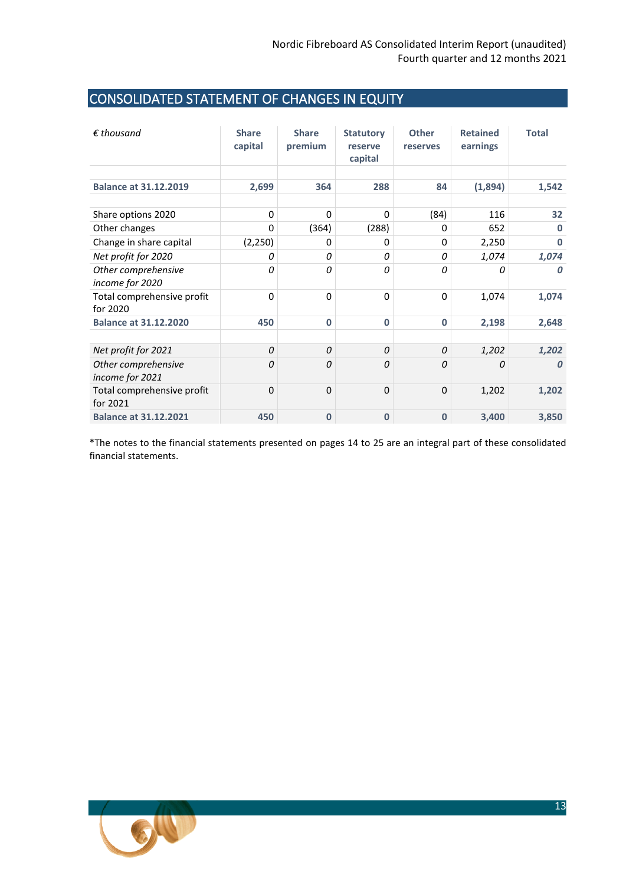## CONSOLIDATED STATEMENT OF CHANGES IN EQUITY

| *€ thousand* | Share capital | Share premium | Statutory reserve capital | Other reserves | Retained earnings | Total |
|---|---|---|---|---|---|---|
| **Balance at 31.12.2019** | **2,699** | **364** | **288** | **84** | **(1,894)** | **1,542** |
| Share options 2020 | 0 | 0 | 0 | (84) | 116 | **32** |
| Other changes | 0 | (364) | (288) | 0 | 652 | **0** |
| Change in share capital | (2,250) | 0 | 0 | 0 | 2,250 | **0** |
| *Net profit for 2020* | *0* | *0* | *0* | *0* | *1,074* | ***1,074*** |
| *Other comprehensive income for 2020* | *0* | *0* | *0* | *0* | *0* | ***0*** |
| Total comprehensive profit for 2020 | 0 | 0 | 0 | 0 | 1,074 | **1,074** |
| **Balance at 31.12.2020** | **450** | **0** | **0** | **0** | **2,198** | **2,648** |
| *Net profit for 2021* | *0* | *0* | *0* | *0* | *1,202* | ***1,202*** |
| *Other comprehensive income for 2021* | *0* | *0* | *0* | *0* | *0* | ***0*** |
| Total comprehensive profit for 2021 | 0 | 0 | 0 | 0 | 1,202 | **1,202** |
| **Balance at 31.12.2021** | **450** | **0** | **0** | **0** | **3,400** | **3,850** |

*The notes to the financial statements presented on pages 14 to 25 are an integral part of these consolidated financial statements.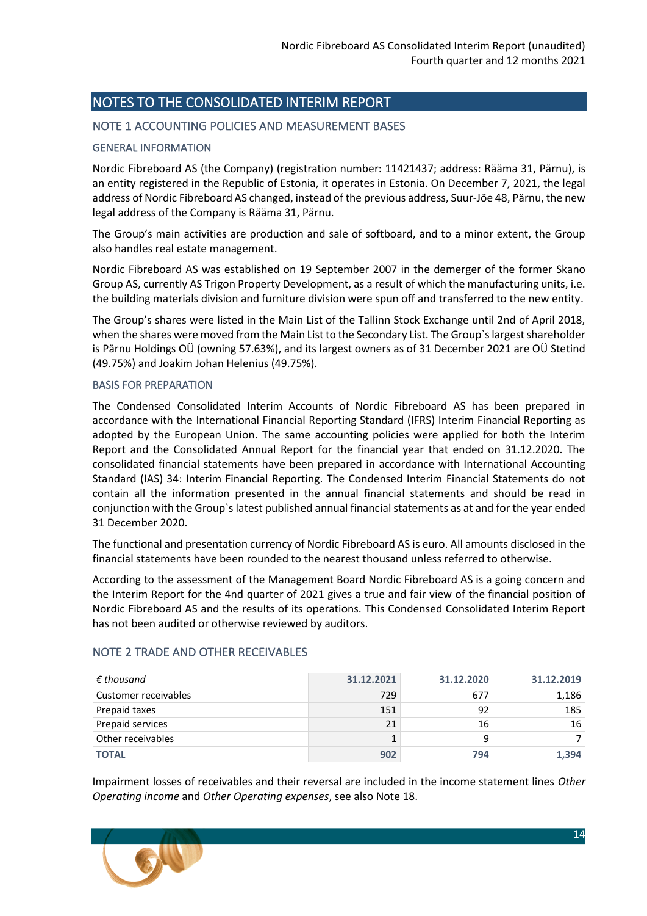# NOTES TO THE CONSOLIDATED INTERIM REPORT

## NOTE 1 ACCOUNTING POLICIES AND MEASUREMENT BASES

### GENERAL INFORMATION

Nordic Fibreboard AS (the Company) (registration number: 11421437; address: Rääma 31, Pärnu), is an entity registered in the Republic of Estonia, it operates in Estonia. On December 7, 2021, the legal address of Nordic Fibreboard AS changed, instead of the previous address, Suur-Jõe 48, Pärnu, the new legal address of the Company is Rääma 31, Pärnu.

The Group's main activities are production and sale of softboard, and to a minor extent, the Group also handles real estate management.

Nordic Fibreboard AS was established on 19 September 2007 in the demerger of the former Skano Group AS, currently AS Trigon Property Development, as a result of which the manufacturing units, i.e. the building materials division and furniture division were spun off and transferred to the new entity.

The Group's shares were listed in the Main List of the Tallinn Stock Exchange until 2nd of April 2018, when the shares were moved from the Main List to the Secondary List. The Group`s largest shareholder is Pärnu Holdings OÜ (owning 57.63%), and its largest owners as of 31 December 2021 are OÜ Stetind (49.75%) and Joakim Johan Helenius (49.75%).

### BASIS FOR PREPARATION

The Condensed Consolidated Interim Accounts of Nordic Fibreboard AS has been prepared in accordance with the International Financial Reporting Standard (IFRS) Interim Financial Reporting as adopted by the European Union. The same accounting policies were applied for both the Interim Report and the Consolidated Annual Report for the financial year that ended on 31.12.2020. The consolidated financial statements have been prepared in accordance with International Accounting Standard (IAS) 34: Interim Financial Reporting. The Condensed Interim Financial Statements do not contain all the information presented in the annual financial statements and should be read in conjunction with the Group`s latest published annual financial statements as at and for the year ended 31 December 2020.

The functional and presentation currency of Nordic Fibreboard AS is euro. All amounts disclosed in the financial statements have been rounded to the nearest thousand unless referred to otherwise.

According to the assessment of the Management Board Nordic Fibreboard AS is a going concern and the Interim Report for the 4nd quarter of 2021 gives a true and fair view of the financial position of Nordic Fibreboard AS and the results of its operations. This Condensed Consolidated Interim Report has not been audited or otherwise reviewed by auditors.

## NOTE 2 TRADE AND OTHER RECEIVABLES

| *€ thousand* | 31.12.2021 | 31.12.2020 | 31.12.2019 |
|---|---|---|---|
| Customer receivables | 729 | 677 | 1,186 |
| Prepaid taxes | 151 | 92 | 185 |
| Prepaid services | 21 | 16 | 16 |
| Other receivables | 1 | 9 | 7 |
| **TOTAL** | **902** | **794** | **1,394** |

Impairment losses of receivables and their reversal are included in the income statement lines *Other Operating income* and *Other Operating expenses*, see also Note 18.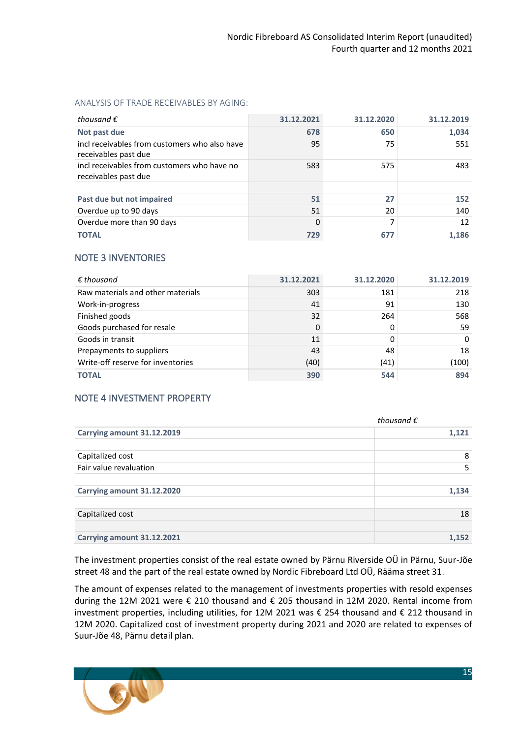ANALYSIS OF TRADE RECEIVABLES BY AGING:

| *thousand €* | 31.12.2021 | 31.12.2020 | 31.12.2019 |
|---|---|---|---|
| **Not past due** | **678** | **650** | **1,034** |
| incl receivables from customers who also have receivables past due | 95 | 75 | 551 |
| incl receivables from customers who have no receivables past due | 583 | 575 | 483 |
| | | | |
| **Past due but not impaired** | **51** | **27** | **152** |
| Overdue up to 90 days | 51 | 20 | 140 |
| Overdue more than 90 days | 0 | 7 | 12 |
| **TOTAL** | **729** | **677** | **1,186** |

## NOTE 3 INVENTORIES

| *€ thousand* | 31.12.2021 | 31.12.2020 | 31.12.2019 |
|---|---|---|---|
| Raw materials and other materials | 303 | 181 | 218 |
| Work-in-progress | 41 | 91 | 130 |
| Finished goods | 32 | 264 | 568 |
| Goods purchased for resale | 0 | 0 | 59 |
| Goods in transit | 11 | 0 | 0 |
| Prepayments to suppliers | 43 | 48 | 18 |
| Write-off reserve for inventories | (40) | (41) | (100) |
| **TOTAL** | **390** | **544** | **894** |

## NOTE 4 INVESTMENT PROPERTY

| | *thousand €* |
|---|---|
| **Carrying amount 31.12.2019** | **1,121** |
| | |
| Capitalized cost | 8 |
| Fair value revaluation | 5 |
| | |
| **Carrying amount 31.12.2020** | **1,134** |
| | |
| Capitalized cost | 18 |
| | |
| **Carrying amount 31.12.2021** | **1,152** |

The investment properties consist of the real estate owned by Pärnu Riverside OÜ in Pärnu, Suur-Jõe street 48 and the part of the real estate owned by Nordic Fibreboard Ltd OÜ, Rääma street 31.

The amount of expenses related to the management of investments properties with resold expenses during the 12M 2021 were € 210 thousand and € 205 thousand in 12M 2020. Rental income from investment properties, including utilities, for 12M 2021 was € 254 thousand and € 212 thousand in 12M 2020. Capitalized cost of investment property during 2021 and 2020 are related to expenses of Suur-Jõe 48, Pärnu detail plan.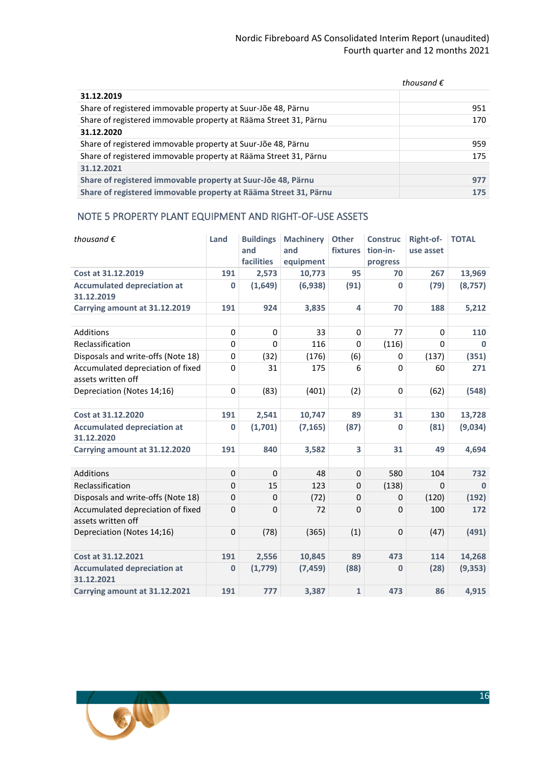| | thousand € |
|---|---|
| **31.12.2019** | |
| Share of registered immovable property at Suur-Jõe 48, Pärnu | 951 |
| Share of registered immovable property at Rääma Street 31, Pärnu | 170 |
| **31.12.2020** | |
| Share of registered immovable property at Suur-Jõe 48, Pärnu | 959 |
| Share of registered immovable property at Rääma Street 31, Pärnu | 175 |
| **31.12.2021** | |
| **Share of registered immovable property at Suur-Jõe 48, Pärnu** | **977** |
| **Share of registered immovable property at Rääma Street 31, Pärnu** | **175** |

## NOTE 5 PROPERTY PLANT EQUIPMENT AND RIGHT-OF-USE ASSETS

| *thousand €* | Land | Buildings and facilities | Machinery and equipment | Other fixtures | Construction-in-progress | Right-of-use asset | TOTAL |
|---|---|---|---|---|---|---|---|
| **Cost at 31.12.2019** | **191** | **2,573** | **10,773** | **95** | **70** | **267** | **13,969** |
| **Accumulated depreciation at 31.12.2019** | **0** | **(1,649)** | **(6,938)** | **(91)** | **0** | **(79)** | **(8,757)** |
| **Carrying amount at 31.12.2019** | **191** | **924** | **3,835** | **4** | **70** | **188** | **5,212** |
| | | | | | | | |
| Additions | 0 | 0 | 33 | 0 | 77 | 0 | **110** |
| Reclassification | 0 | 0 | 116 | 0 | (116) | 0 | **0** |
| Disposals and write-offs (Note 18) | 0 | (32) | (176) | (6) | 0 | (137) | **(351)** |
| Accumulated depreciation of fixed assets written off | 0 | 31 | 175 | 6 | 0 | 60 | **271** |
| Depreciation (Notes 14;16) | 0 | (83) | (401) | (2) | 0 | (62) | **(548)** |
| | | | | | | | |
| **Cost at 31.12.2020** | **191** | **2,541** | **10,747** | **89** | **31** | **130** | **13,728** |
| **Accumulated depreciation at 31.12.2020** | **0** | **(1,701)** | **(7,165)** | **(87)** | **0** | **(81)** | **(9,034)** |
| **Carrying amount at 31.12.2020** | **191** | **840** | **3,582** | **3** | **31** | **49** | **4,694** |
| | | | | | | | |
| Additions | 0 | 0 | 48 | 0 | 580 | 104 | **732** |
| Reclassification | 0 | 15 | 123 | 0 | (138) | 0 | **0** |
| Disposals and write-offs (Note 18) | 0 | 0 | (72) | 0 | 0 | (120) | **(192)** |
| Accumulated depreciation of fixed assets written off | 0 | 0 | 72 | 0 | 0 | 100 | **172** |
| Depreciation (Notes 14;16) | 0 | (78) | (365) | (1) | 0 | (47) | **(491)** |
| | | | | | | | |
| **Cost at 31.12.2021** | **191** | **2,556** | **10,845** | **89** | **473** | **114** | **14,268** |
| **Accumulated depreciation at 31.12.2021** | **0** | **(1,779)** | **(7,459)** | **(88)** | **0** | **(28)** | **(9,353)** |
| **Carrying amount at 31.12.2021** | **191** | **777** | **3,387** | **1** | **473** | **86** | **4,915** |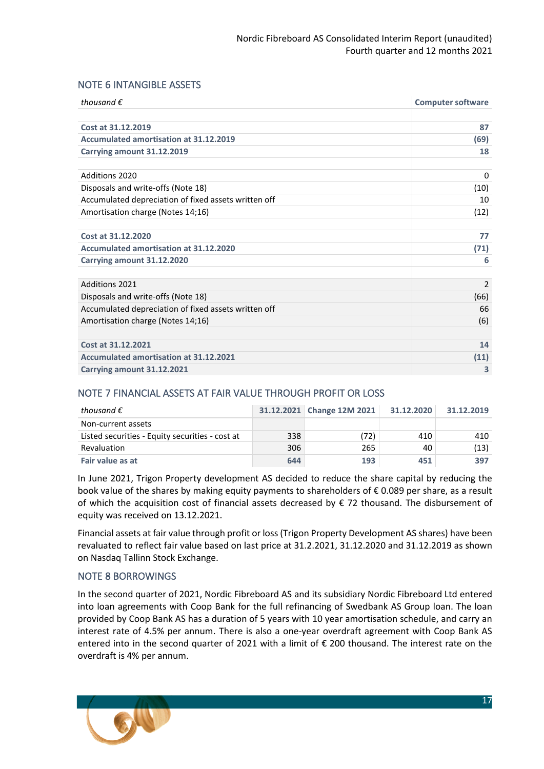## NOTE 6 INTANGIBLE ASSETS

| *thousand €* | Computer software |
|---|---|
| | |
| **Cost at 31.12.2019** | **87** |
| **Accumulated amortisation at 31.12.2019** | **(69)** |
| **Carrying amount 31.12.2019** | **18** |
| | |
| Additions 2020 | 0 |
| Disposals and write-offs (Note 18) | (10) |
| Accumulated depreciation of fixed assets written off | 10 |
| Amortisation charge (Notes 14;16) | (12) |
| | |
| **Cost at 31.12.2020** | **77** |
| **Accumulated amortisation at 31.12.2020** | **(71)** |
| **Carrying amount 31.12.2020** | **6** |
| | |
| Additions 2021 | 2 |
| Disposals and write-offs (Note 18) | (66) |
| Accumulated depreciation of fixed assets written off | 66 |
| Amortisation charge (Notes 14;16) | (6) |
| | |
| **Cost at 31.12.2021** | **14** |
| **Accumulated amortisation at 31.12.2021** | **(11)** |
| **Carrying amount 31.12.2021** | **3** |

## NOTE 7 FINANCIAL ASSETS AT FAIR VALUE THROUGH PROFIT OR LOSS

| *thousand €* | 31.12.2021 | Change 12M 2021 | 31.12.2020 | 31.12.2019 |
|---|---|---|---|---|
| Non-current assets | | | | |
| Listed securities - Equity securities - cost at | 338 | (72) | 410 | 410 |
| Revaluation | 306 | 265 | 40 | (13) |
| **Fair value as at** | **644** | **193** | **451** | **397** |

In June 2021, Trigon Property development AS decided to reduce the share capital by reducing the book value of the shares by making equity payments to shareholders of € 0.089 per share, as a result of which the acquisition cost of financial assets decreased by € 72 thousand. The disbursement of equity was received on 13.12.2021.

Financial assets at fair value through profit or loss (Trigon Property Development AS shares) have been revaluated to reflect fair value based on last price at 31.2.2021, 31.12.2020 and 31.12.2019 as shown on Nasdaq Tallinn Stock Exchange.

## NOTE 8 BORROWINGS

In the second quarter of 2021, Nordic Fibreboard AS and its subsidiary Nordic Fibreboard Ltd entered into loan agreements with Coop Bank for the full refinancing of Swedbank AS Group loan. The loan provided by Coop Bank AS has a duration of 5 years with 10 year amortisation schedule, and carry an interest rate of 4.5% per annum. There is also a one-year overdraft agreement with Coop Bank AS entered into in the second quarter of 2021 with a limit of € 200 thousand. The interest rate on the overdraft is 4% per annum.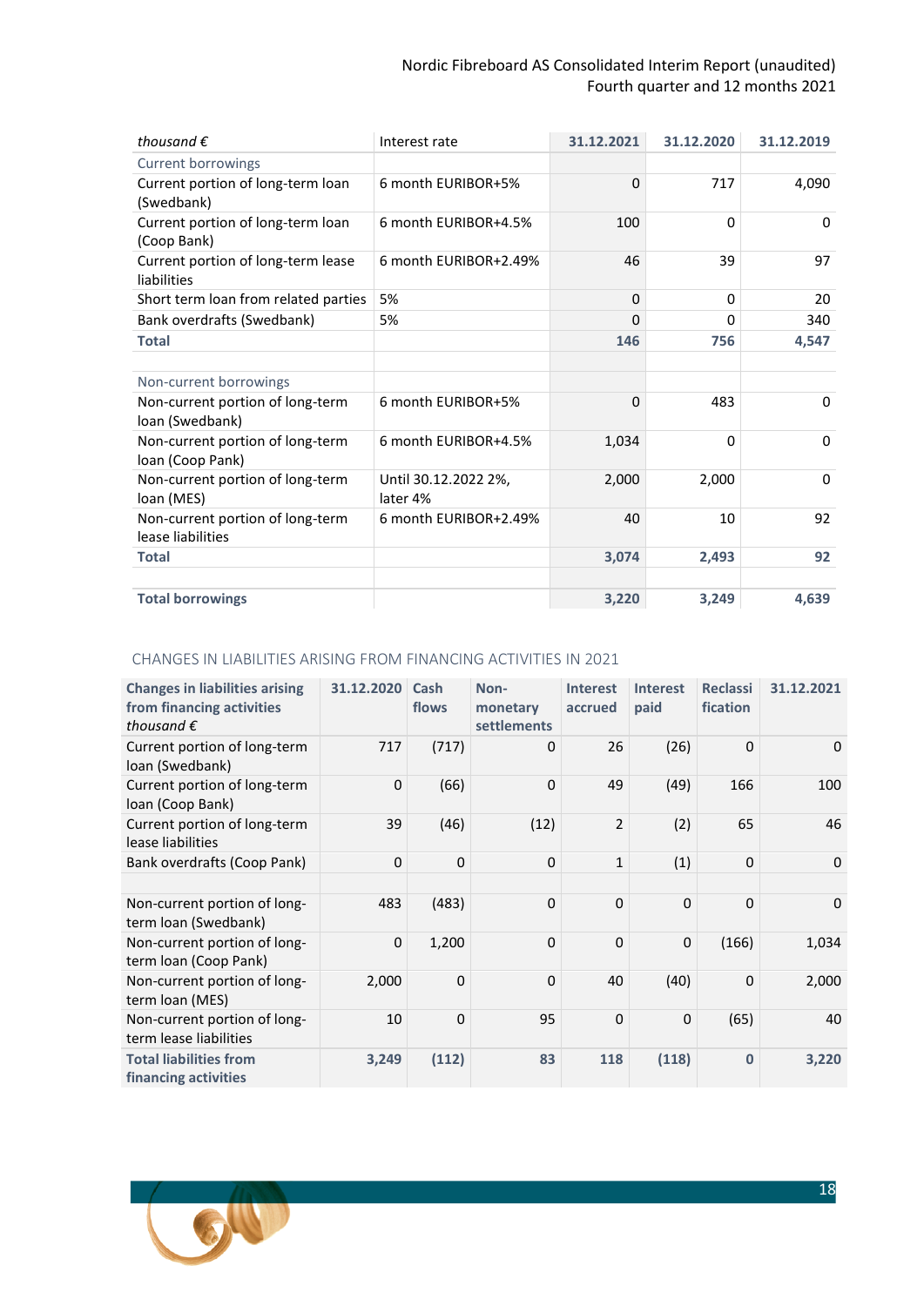| thousand € | Interest rate | 31.12.2021 | 31.12.2020 | 31.12.2019 |
|---|---|---|---|---|
| Current borrowings | | | | |
| Current portion of long-term loan (Swedbank) | 6 month EURIBOR+5% | 0 | 717 | 4,090 |
| Current portion of long-term loan (Coop Bank) | 6 month EURIBOR+4.5% | 100 | 0 | 0 |
| Current portion of long-term lease liabilities | 6 month EURIBOR+2.49% | 46 | 39 | 97 |
| Short term loan from related parties | 5% | 0 | 0 | 20 |
| Bank overdrafts (Swedbank) | 5% | 0 | 0 | 340 |
| **Total** | | **146** | **756** | **4,547** |
| | | | | |
| Non-current borrowings | | | | |
| Non-current portion of long-term loan (Swedbank) | 6 month EURIBOR+5% | 0 | 483 | 0 |
| Non-current portion of long-term loan (Coop Pank) | 6 month EURIBOR+4.5% | 1,034 | 0 | 0 |
| Non-current portion of long-term loan (MES) | Until 30.12.2022 2%, later 4% | 2,000 | 2,000 | 0 |
| Non-current portion of long-term lease liabilities | 6 month EURIBOR+2.49% | 40 | 10 | 92 |
| **Total** | | **3,074** | **2,493** | **92** |
| | | | | |
| **Total borrowings** | | **3,220** | **3,249** | **4,639** |

## CHANGES IN LIABILITIES ARISING FROM FINANCING ACTIVITIES IN 2021

| **Changes in liabilities arising from financing activities** *thousand €* | 31.12.2020 | Cash flows | Non-monetary settlements | Interest accrued | Interest paid | Reclassi fication | 31.12.2021 |
|---|---|---|---|---|---|---|---|
| Current portion of long-term loan (Swedbank) | 717 | (717) | 0 | 26 | (26) | 0 | 0 |
| Current portion of long-term loan (Coop Bank) | 0 | (66) | 0 | 49 | (49) | 166 | 100 |
| Current portion of long-term lease liabilities | 39 | (46) | (12) | 2 | (2) | 65 | 46 |
| Bank overdrafts (Coop Pank) | 0 | 0 | 0 | 1 | (1) | 0 | 0 |
| | | | | | | | |
| Non-current portion of long-term loan (Swedbank) | 483 | (483) | 0 | 0 | 0 | 0 | 0 |
| Non-current portion of long-term loan (Coop Pank) | 0 | 1,200 | 0 | 0 | 0 | (166) | 1,034 |
| Non-current portion of long-term loan (MES) | 2,000 | 0 | 0 | 40 | (40) | 0 | 2,000 |
| Non-current portion of long-term lease liabilities | 10 | 0 | 95 | 0 | 0 | (65) | 40 |
| **Total liabilities from financing activities** | **3,249** | **(112)** | **83** | **118** | **(118)** | **0** | **3,220** |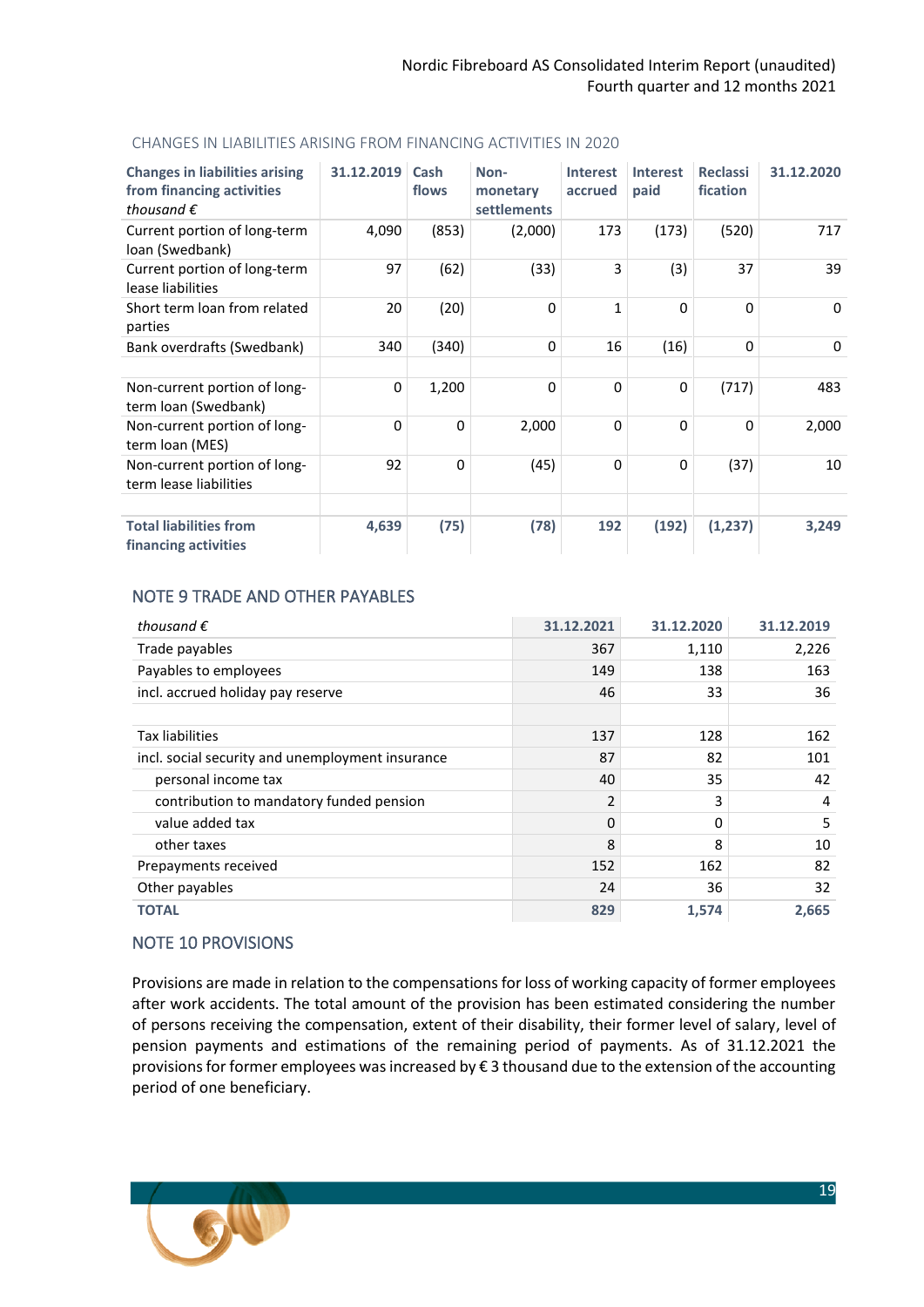CHANGES IN LIABILITIES ARISING FROM FINANCING ACTIVITIES IN 2020

| Changes in liabilities arising from financing activities *thousand €* | 31.12.2019 | Cash flows | Non-monetary settlements | Interest accrued | Interest paid | Reclassification | 31.12.2020 |
|---|---|---|---|---|---|---|---|
| Current portion of long-term loan (Swedbank) | 4,090 | (853) | (2,000) | 173 | (173) | (520) | 717 |
| Current portion of long-term lease liabilities | 97 | (62) | (33) | 3 | (3) | 37 | 39 |
| Short term loan from related parties | 20 | (20) | 0 | 1 | 0 | 0 | 0 |
| Bank overdrafts (Swedbank) | 340 | (340) | 0 | 16 | (16) | 0 | 0 |
| | | | | | | | |
| Non-current portion of long-term loan (Swedbank) | 0 | 1,200 | 0 | 0 | 0 | (717) | 483 |
| Non-current portion of long-term loan (MES) | 0 | 0 | 2,000 | 0 | 0 | 0 | 2,000 |
| Non-current portion of long-term lease liabilities | 92 | 0 | (45) | 0 | 0 | (37) | 10 |
| | | | | | | | |
| **Total liabilities from financing activities** | **4,639** | **(75)** | **(78)** | **192** | **(192)** | **(1,237)** | **3,249** |

## NOTE 9 TRADE AND OTHER PAYABLES

| *thousand €* | 31.12.2021 | 31.12.2020 | 31.12.2019 |
|---|---|---|---|
| Trade payables | 367 | 1,110 | 2,226 |
| Payables to employees | 149 | 138 | 163 |
| incl. accrued holiday pay reserve | 46 | 33 | 36 |
| | | | |
| Tax liabilities | 137 | 128 | 162 |
| incl. social security and unemployment insurance | 87 | 82 | 101 |
| personal income tax | 40 | 35 | 42 |
| contribution to mandatory funded pension | 2 | 3 | 4 |
| value added tax | 0 | 0 | 5 |
| other taxes | 8 | 8 | 10 |
| Prepayments received | 152 | 162 | 82 |
| Other payables | 24 | 36 | 32 |
| **TOTAL** | **829** | **1,574** | **2,665** |

## NOTE 10 PROVISIONS

Provisions are made in relation to the compensations for loss of working capacity of former employees after work accidents. The total amount of the provision has been estimated considering the number of persons receiving the compensation, extent of their disability, their former level of salary, level of pension payments and estimations of the remaining period of payments. As of 31.12.2021 the provisions for former employees was increased by € 3 thousand due to the extension of the accounting period of one beneficiary.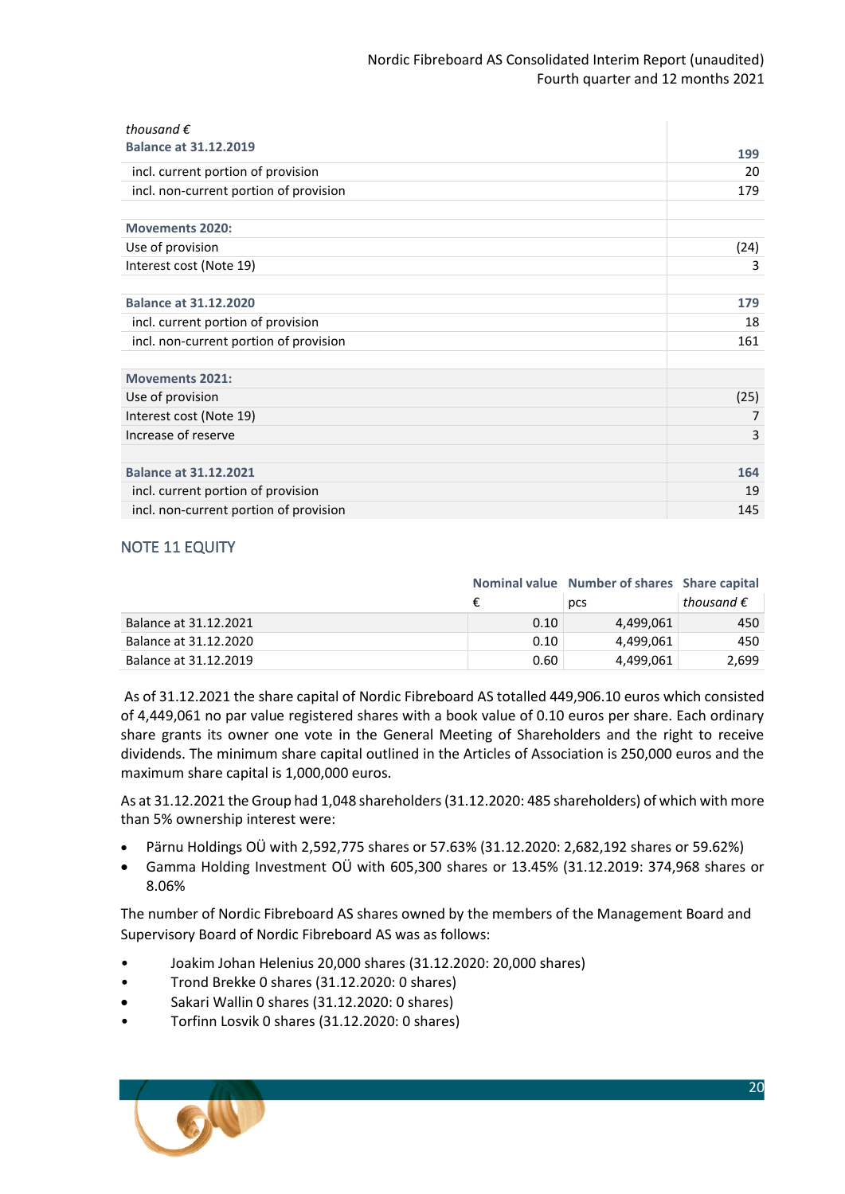| *thousand €* | |
|---|---|
| **Balance at 31.12.2019** | **199** |
| incl. current portion of provision | 20 |
| incl. non-current portion of provision | 179 |
| | |
| **Movements 2020:** | |
| Use of provision | (24) |
| Interest cost (Note 19) | 3 |
| | |
| **Balance at 31.12.2020** | **179** |
| incl. current portion of provision | 18 |
| incl. non-current portion of provision | 161 |
| | |
| **Movements 2021:** | |
| Use of provision | (25) |
| Interest cost (Note 19) | 7 |
| Increase of reserve | 3 |
| | |
| **Balance at 31.12.2021** | **164** |
| incl. current portion of provision | 19 |
| incl. non-current portion of provision | 145 |

## NOTE 11 EQUITY

| | Nominal value | Number of shares | Share capital |
|---|---|---|---|
| | € | pcs | *thousand €* |
| Balance at 31.12.2021 | 0.10 | 4,499,061 | 450 |
| Balance at 31.12.2020 | 0.10 | 4,499,061 | 450 |
| Balance at 31.12.2019 | 0.60 | 4,499,061 | 2,699 |

As of 31.12.2021 the share capital of Nordic Fibreboard AS totalled 449,906.10 euros which consisted of 4,449,061 no par value registered shares with a book value of 0.10 euros per share. Each ordinary share grants its owner one vote in the General Meeting of Shareholders and the right to receive dividends. The minimum share capital outlined in the Articles of Association is 250,000 euros and the maximum share capital is 1,000,000 euros.

As at 31.12.2021 the Group had 1,048 shareholders (31.12.2020: 485 shareholders) of which with more than 5% ownership interest were:

- Pärnu Holdings OÜ with 2,592,775 shares or 57.63% (31.12.2020: 2,682,192 shares or 59.62%)
- Gamma Holding Investment OÜ with 605,300 shares or 13.45% (31.12.2019: 374,968 shares or 8.06%

The number of Nordic Fibreboard AS shares owned by the members of the Management Board and Supervisory Board of Nordic Fibreboard AS was as follows:

- Joakim Johan Helenius 20,000 shares (31.12.2020: 20,000 shares)
- Trond Brekke 0 shares (31.12.2020: 0 shares)
- Sakari Wallin 0 shares (31.12.2020: 0 shares)
- Torfinn Losvik 0 shares (31.12.2020: 0 shares)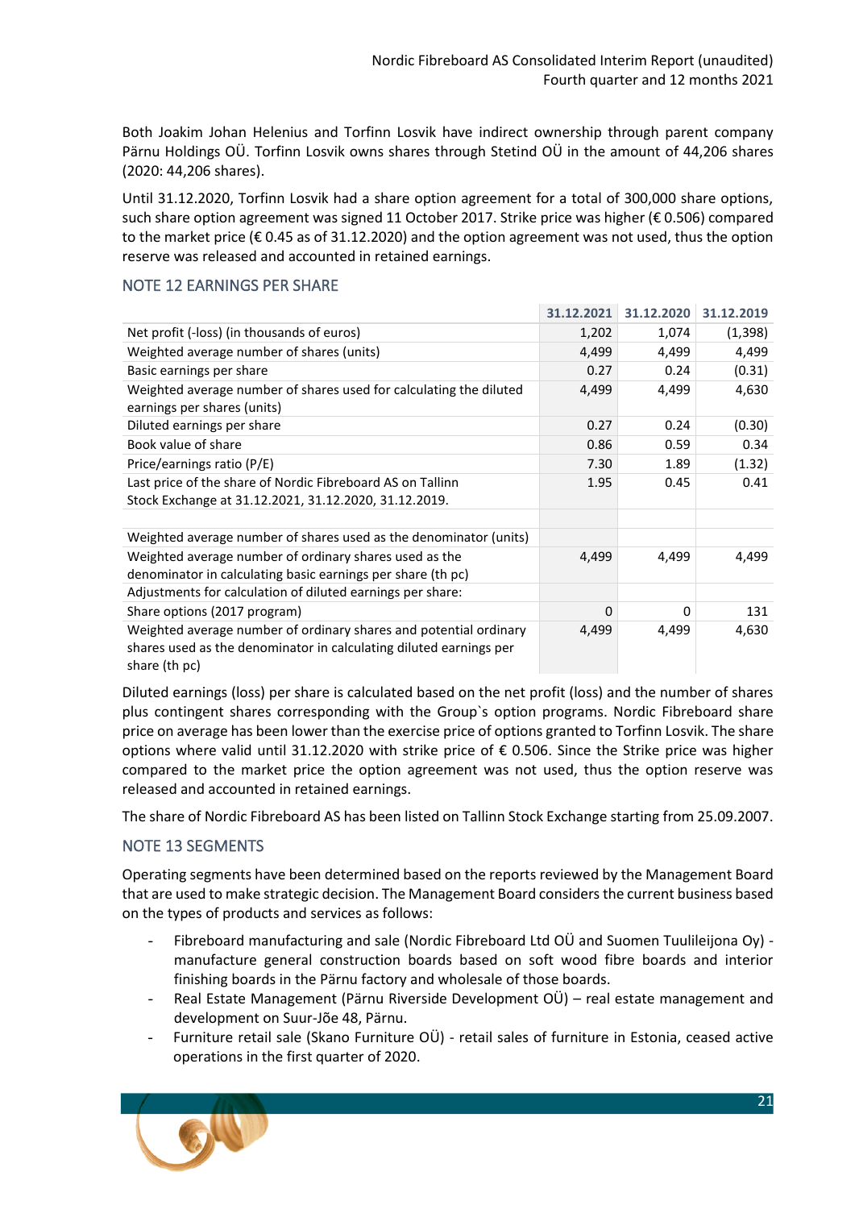Both Joakim Johan Helenius and Torfinn Losvik have indirect ownership through parent company Pärnu Holdings OÜ. Torfinn Losvik owns shares through Stetind OÜ in the amount of 44,206 shares (2020: 44,206 shares).

Until 31.12.2020, Torfinn Losvik had a share option agreement for a total of 300,000 share options, such share option agreement was signed 11 October 2017. Strike price was higher (€ 0.506) compared to the market price (€ 0.45 as of 31.12.2020) and the option agreement was not used, thus the option reserve was released and accounted in retained earnings.

## NOTE 12 EARNINGS PER SHARE

| | 31.12.2021 | 31.12.2020 | 31.12.2019 |
|---|---|---|---|
| Net profit (-loss) (in thousands of euros) | 1,202 | 1,074 | (1,398) |
| Weighted average number of shares (units) | 4,499 | 4,499 | 4,499 |
| Basic earnings per share | 0.27 | 0.24 | (0.31) |
| Weighted average number of shares used for calculating the diluted earnings per shares (units) | 4,499 | 4,499 | 4,630 |
| Diluted earnings per share | 0.27 | 0.24 | (0.30) |
| Book value of share | 0.86 | 0.59 | 0.34 |
| Price/earnings ratio (P/E) | 7.30 | 1.89 | (1.32) |
| Last price of the share of Nordic Fibreboard AS on Tallinn Stock Exchange at 31.12.2021, 31.12.2020, 31.12.2019. | 1.95 | 0.45 | 0.41 |
| | | | |
| Weighted average number of shares used as the denominator (units) | | | |
| Weighted average number of ordinary shares used as the denominator in calculating basic earnings per share (th pc) | 4,499 | 4,499 | 4,499 |
| Adjustments for calculation of diluted earnings per share: | | | |
| Share options (2017 program) | 0 | 0 | 131 |
| Weighted average number of ordinary shares and potential ordinary shares used as the denominator in calculating diluted earnings per share (th pc) | 4,499 | 4,499 | 4,630 |

Diluted earnings (loss) per share is calculated based on the net profit (loss) and the number of shares plus contingent shares corresponding with the Group`s option programs. Nordic Fibreboard share price on average has been lower than the exercise price of options granted to Torfinn Losvik. The share options where valid until 31.12.2020 with strike price of € 0.506. Since the Strike price was higher compared to the market price the option agreement was not used, thus the option reserve was released and accounted in retained earnings.

The share of Nordic Fibreboard AS has been listed on Tallinn Stock Exchange starting from 25.09.2007.

## NOTE 13 SEGMENTS

Operating segments have been determined based on the reports reviewed by the Management Board that are used to make strategic decision. The Management Board considers the current business based on the types of products and services as follows:

- Fibreboard manufacturing and sale (Nordic Fibreboard Ltd OÜ and Suomen Tuulileijona Oy) - manufacture general construction boards based on soft wood fibre boards and interior finishing boards in the Pärnu factory and wholesale of those boards.
- Real Estate Management (Pärnu Riverside Development OÜ) – real estate management and development on Suur-Jõe 48, Pärnu.
- Furniture retail sale (Skano Furniture OÜ) - retail sales of furniture in Estonia, ceased active operations in the first quarter of 2020.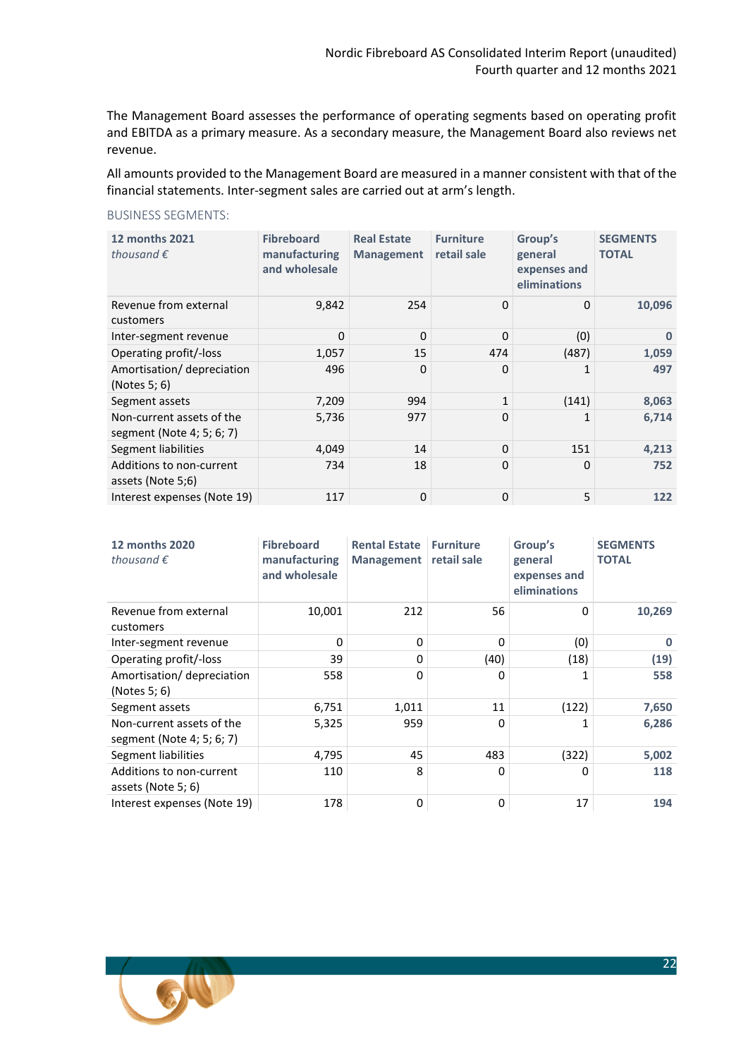The Management Board assesses the performance of operating segments based on operating profit and EBITDA as a primary measure. As a secondary measure, the Management Board also reviews net revenue.

All amounts provided to the Management Board are measured in a manner consistent with that of the financial statements. Inter-segment sales are carried out at arm's length.

BUSINESS SEGMENTS:

| **12 months 2021** *thousand €* | **Fibreboard manufacturing and wholesale** | **Real Estate Management** | **Furniture retail sale** | **Group's general expenses and eliminations** | **SEGMENTS TOTAL** |
|---|---|---|---|---|---|
| Revenue from external customers | 9,842 | 254 | 0 | 0 | **10,096** |
| Inter-segment revenue | 0 | 0 | 0 | (0) | **0** |
| Operating profit/-loss | 1,057 | 15 | 474 | (487) | **1,059** |
| Amortisation/ depreciation (Notes 5; 6) | 496 | 0 | 0 | 1 | **497** |
| Segment assets | 7,209 | 994 | 1 | (141) | **8,063** |
| Non-current assets of the segment (Note 4; 5; 6; 7) | 5,736 | 977 | 0 | 1 | **6,714** |
| Segment liabilities | 4,049 | 14 | 0 | 151 | **4,213** |
| Additions to non-current assets (Note 5;6) | 734 | 18 | 0 | 0 | **752** |
| Interest expenses (Note 19) | 117 | 0 | 0 | 5 | **122** |

| **12 months 2020** *thousand €* | **Fibreboard manufacturing and wholesale** | **Rental Estate Management** | **Furniture retail sale** | **Group's general expenses and eliminations** | **SEGMENTS TOTAL** |
|---|---|---|---|---|---|
| Revenue from external customers | 10,001 | 212 | 56 | 0 | **10,269** |
| Inter-segment revenue | 0 | 0 | 0 | (0) | **0** |
| Operating profit/-loss | 39 | 0 | (40) | (18) | **(19)** |
| Amortisation/ depreciation (Notes 5; 6) | 558 | 0 | 0 | 1 | **558** |
| Segment assets | 6,751 | 1,011 | 11 | (122) | **7,650** |
| Non-current assets of the segment (Note 4; 5; 6; 7) | 5,325 | 959 | 0 | 1 | **6,286** |
| Segment liabilities | 4,795 | 45 | 483 | (322) | **5,002** |
| Additions to non-current assets (Note 5; 6) | 110 | 8 | 0 | 0 | **118** |
| Interest expenses (Note 19) | 178 | 0 | 0 | 17 | **194** |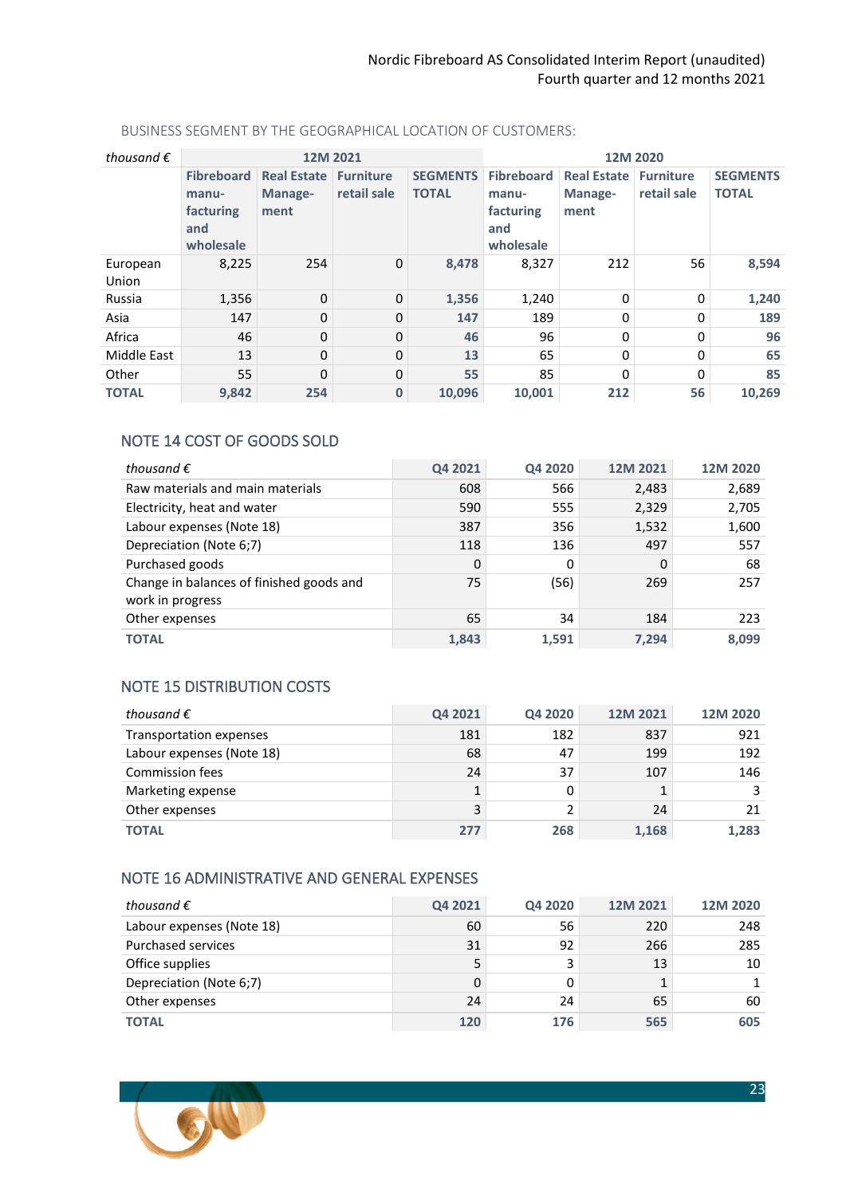BUSINESS SEGMENT BY THE GEOGRAPHICAL LOCATION OF CUSTOMERS:

| *thousand €* | 12M 2021 | | | | 12M 2020 | | | |
|---|---|---|---|---|---|---|---|---|
| | Fibreboard manu-facturing and wholesale | Real Estate Manage-ment | Furniture retail sale | SEGMENTS TOTAL | Fibreboard manu-facturing and wholesale | Real Estate Manage-ment | Furniture retail sale | SEGMENTS TOTAL |
| European Union | 8,225 | 254 | 0 | **8,478** | 8,327 | 212 | 56 | **8,594** |
| Russia | 1,356 | 0 | 0 | **1,356** | 1,240 | 0 | 0 | **1,240** |
| Asia | 147 | 0 | 0 | **147** | 189 | 0 | 0 | **189** |
| Africa | 46 | 0 | 0 | **46** | 96 | 0 | 0 | **96** |
| Middle East | 13 | 0 | 0 | **13** | 65 | 0 | 0 | **65** |
| Other | 55 | 0 | 0 | **55** | 85 | 0 | 0 | **85** |
| **TOTAL** | **9,842** | **254** | **0** | **10,096** | **10,001** | **212** | **56** | **10,269** |

## NOTE 14 COST OF GOODS SOLD

| *thousand €* | Q4 2021 | Q4 2020 | 12M 2021 | 12M 2020 |
|---|---|---|---|---|
| Raw materials and main materials | 608 | 566 | 2,483 | 2,689 |
| Electricity, heat and water | 590 | 555 | 2,329 | 2,705 |
| Labour expenses (Note 18) | 387 | 356 | 1,532 | 1,600 |
| Depreciation (Note 6;7) | 118 | 136 | 497 | 557 |
| Purchased goods | 0 | 0 | 0 | 68 |
| Change in balances of finished goods and work in progress | 75 | (56) | 269 | 257 |
| Other expenses | 65 | 34 | 184 | 223 |
| **TOTAL** | **1,843** | **1,591** | **7,294** | **8,099** |

## NOTE 15 DISTRIBUTION COSTS

| *thousand €* | Q4 2021 | Q4 2020 | 12M 2021 | 12M 2020 |
|---|---|---|---|---|
| Transportation expenses | 181 | 182 | 837 | 921 |
| Labour expenses (Note 18) | 68 | 47 | 199 | 192 |
| Commission fees | 24 | 37 | 107 | 146 |
| Marketing expense | 1 | 0 | 1 | 3 |
| Other expenses | 3 | 2 | 24 | 21 |
| **TOTAL** | **277** | **268** | **1,168** | **1,283** |

## NOTE 16 ADMINISTRATIVE AND GENERAL EXPENSES

| *thousand €* | Q4 2021 | Q4 2020 | 12M 2021 | 12M 2020 |
|---|---|---|---|---|
| Labour expenses (Note 18) | 60 | 56 | 220 | 248 |
| Purchased services | 31 | 92 | 266 | 285 |
| Office supplies | 5 | 3 | 13 | 10 |
| Depreciation (Note 6;7) | 0 | 0 | 1 | 1 |
| Other expenses | 24 | 24 | 65 | 60 |
| **TOTAL** | **120** | **176** | **565** | **605** |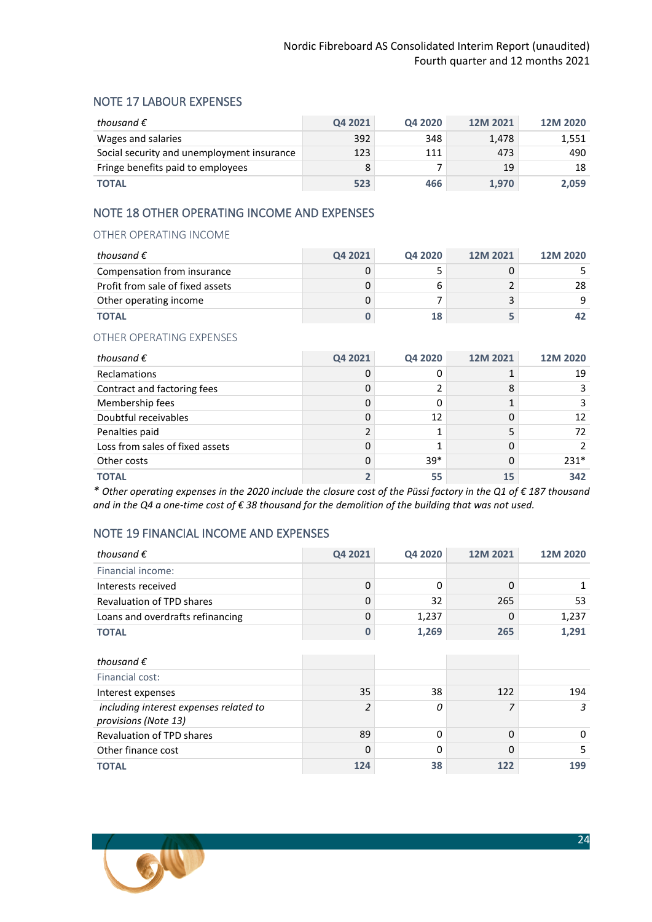## NOTE 17 LABOUR EXPENSES

| *thousand €* | Q4 2021 | Q4 2020 | 12M 2021 | 12M 2020 |
|---|---|---|---|---|
| Wages and salaries | 392 | 348 | 1,478 | 1,551 |
| Social security and unemployment insurance | 123 | 111 | 473 | 490 |
| Fringe benefits paid to employees | 8 | 7 | 19 | 18 |
| **TOTAL** | **523** | **466** | **1,970** | **2,059** |

## NOTE 18 OTHER OPERATING INCOME AND EXPENSES

### OTHER OPERATING INCOME

| *thousand €* | Q4 2021 | Q4 2020 | 12M 2021 | 12M 2020 |
|---|---|---|---|---|
| Compensation from insurance | 0 | 5 | 0 | 5 |
| Profit from sale of fixed assets | 0 | 6 | 2 | 28 |
| Other operating income | 0 | 7 | 3 | 9 |
| **TOTAL** | **0** | **18** | **5** | **42** |

### OTHER OPERATING EXPENSES

| *thousand €* | Q4 2021 | Q4 2020 | 12M 2021 | 12M 2020 |
|---|---|---|---|---|
| Reclamations | 0 | 0 | 1 | 19 |
| Contract and factoring fees | 0 | 2 | 8 | 3 |
| Membership fees | 0 | 0 | 1 | 3 |
| Doubtful receivables | 0 | 12 | 0 | 12 |
| Penalties paid | 2 | 1 | 5 | 72 |
| Loss from sales of fixed assets | 0 | 1 | 0 | 2 |
| Other costs | 0 | 39* | 0 | 231* |
| **TOTAL** | **2** | **55** | **15** | **342** |

*\* Other operating expenses in the 2020 include the closure cost of the Püssi factory in the Q1 of € 187 thousand and in the Q4 a one-time cost of € 38 thousand for the demolition of the building that was not used.*

## NOTE 19 FINANCIAL INCOME AND EXPENSES

| *thousand €* | Q4 2021 | Q4 2020 | 12M 2021 | 12M 2020 |
|---|---|---|---|---|
| Financial income: | | | | |
| Interests received | 0 | 0 | 0 | 1 |
| Revaluation of TPD shares | 0 | 32 | 265 | 53 |
| Loans and overdrafts refinancing | 0 | 1,237 | 0 | 1,237 |
| **TOTAL** | **0** | **1,269** | **265** | **1,291** |

| *thousand €* | Q4 2021 | Q4 2020 | 12M 2021 | 12M 2020 |
|---|---|---|---|---|
| Financial cost: | | | | |
| Interest expenses | 35 | 38 | 122 | 194 |
| *including interest expenses related to provisions (Note 13)* | *2* | *0* | *7* | *3* |
| Revaluation of TPD shares | 89 | 0 | 0 | 0 |
| Other finance cost | 0 | 0 | 0 | 5 |
| **TOTAL** | **124** | **38** | **122** | **199** |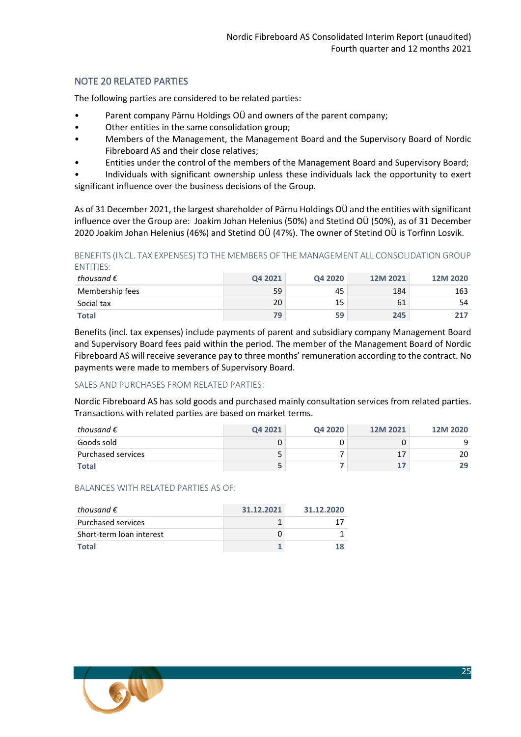## NOTE 20 RELATED PARTIES

The following parties are considered to be related parties:

- Parent company Pärnu Holdings OÜ and owners of the parent company;
- Other entities in the same consolidation group;
- Members of the Management, the Management Board and the Supervisory Board of Nordic Fibreboard AS and their close relatives;
- Entities under the control of the members of the Management Board and Supervisory Board;
- Individuals with significant ownership unless these individuals lack the opportunity to exert significant influence over the business decisions of the Group.

As of 31 December 2021, the largest shareholder of Pärnu Holdings OÜ and the entities with significant influence over the Group are: Joakim Johan Helenius (50%) and Stetind OÜ (50%), as of 31 December 2020 Joakim Johan Helenius (46%) and Stetind OÜ (47%). The owner of Stetind OÜ is Torfinn Losvik.

### BENEFITS (INCL. TAX EXPENSES) TO THE MEMBERS OF THE MANAGEMENT ALL CONSOLIDATION GROUP ENTITIES:

| *thousand €* | Q4 2021 | Q4 2020 | 12M 2021 | 12M 2020 |
|---|---|---|---|---|
| Membership fees | 59 | 45 | 184 | 163 |
| Social tax | 20 | 15 | 61 | 54 |
| **Total** | **79** | **59** | **245** | **217** |

Benefits (incl. tax expenses) include payments of parent and subsidiary company Management Board and Supervisory Board fees paid within the period. The member of the Management Board of Nordic Fibreboard AS will receive severance pay to three months' remuneration according to the contract. No payments were made to members of Supervisory Board.

### SALES AND PURCHASES FROM RELATED PARTIES:

Nordic Fibreboard AS has sold goods and purchased mainly consultation services from related parties. Transactions with related parties are based on market terms.

| *thousand €* | Q4 2021 | Q4 2020 | 12M 2021 | 12M 2020 |
|---|---|---|---|---|
| Goods sold | 0 | 0 | 0 | 9 |
| Purchased services | 5 | 7 | 17 | 20 |
| **Total** | **5** | **7** | **17** | **29** |

### BALANCES WITH RELATED PARTIES AS OF:

| *thousand €* | 31.12.2021 | 31.12.2020 |
|---|---|---|
| Purchased services | 1 | 17 |
| Short-term loan interest | 0 | 1 |
| **Total** | **1** | **18** |